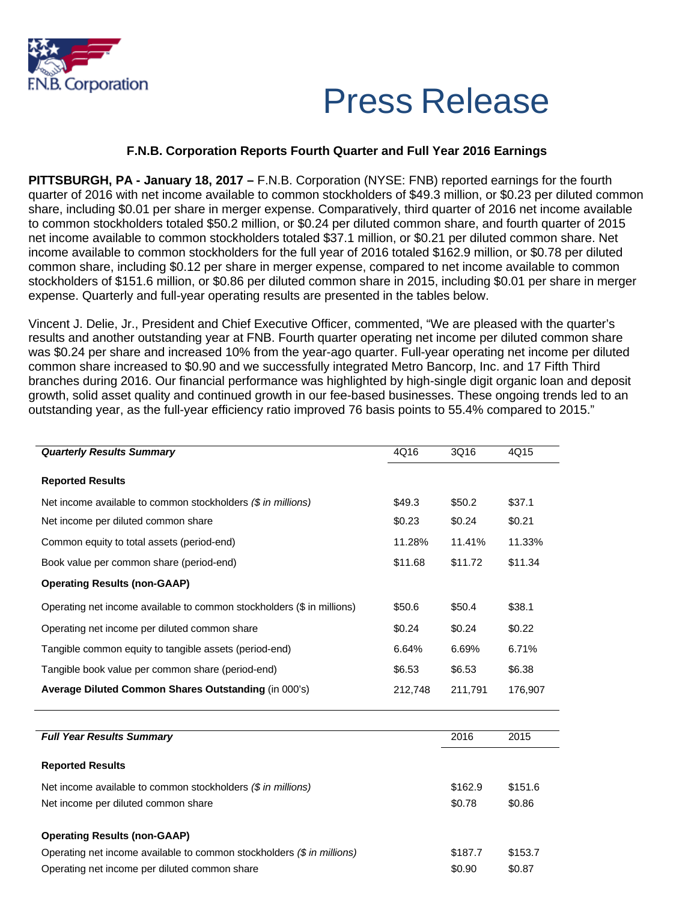F.N.B. Corporation

# Press Release

## F.N.B. Corporation Reports Fourth Quarter and Full Year 2016 Earnings

**PITTSBURGH, PA - January 18, 2017 –** F.N.B. Corporation (NYSE: FNB) reported earnings for the fourth quarter of 2016 with net income available to common stockholders of $49.3 million, or $0.23 per diluted common share, including $0.01 per share in merger expense. Comparatively, third quarter of 2016 net income available to common stockholders totaled $50.2 million, or $0.24 per diluted common share, and fourth quarter of 2015 net income available to common stockholders totaled $37.1 million, or $0.21 per diluted common share. Net income available to common stockholders for the full year of 2016 totaled $162.9 million, or $0.78 per diluted common share, including $0.12 per share in merger expense, compared to net income available to common stockholders of $151.6 million, or $0.86 per diluted common share in 2015, including $0.01 per share in merger expense. Quarterly and full-year operating results are presented in the tables below.

Vincent J. Delie, Jr., President and Chief Executive Officer, commented, "We are pleased with the quarter's results and another outstanding year at FNB. Fourth quarter operating net income per diluted common share was $0.24 per share and increased 10% from the year-ago quarter. Full-year operating net income per diluted common share increased to $0.90 and we successfully integrated Metro Bancorp, Inc. and 17 Fifth Third branches during 2016. Our financial performance was highlighted by high-single digit organic loan and deposit growth, solid asset quality and continued growth in our fee-based businesses. These ongoing trends led to an outstanding year, as the full-year efficiency ratio improved 76 basis points to 55.4% compared to 2015."

| ***Quarterly Results Summary*** | 4Q16 | 3Q16 | 4Q15 |
|---|---|---|---|
| **Reported Results** | | | |
| Net income available to common stockholders *($ in millions)* | $49.3 | $50.2 | $37.1 |
| Net income per diluted common share | $0.23 | $0.24 | $0.21 |
| Common equity to total assets (period-end) | 11.28% | 11.41% | 11.33% |
| Book value per common share (period-end) | $11.68 | $11.72 | $11.34 |
| **Operating Results (non-GAAP)** | | | |
| Operating net income available to common stockholders ($ in millions) | $50.6 | $50.4 | $38.1 |
| Operating net income per diluted common share | $0.24 | $0.24 | $0.22 |
| Tangible common equity to tangible assets (period-end) | 6.64% | 6.69% | 6.71% |
| Tangible book value per common share (period-end) | $6.53 | $6.53 | $6.38 |
| **Average Diluted Common Shares Outstanding** (in 000's) | 212,748 | 211,791 | 176,907 |

| ***Full Year Results Summary*** | 2016 | 2015 |
|---|---|---|
| **Reported Results** | | |
| Net income available to common stockholders *($ in millions)* | $162.9 | $151.6 |
| Net income per diluted common share | $0.78 | $0.86 |
| **Operating Results (non-GAAP)** | | |
| Operating net income available to common stockholders *($ in millions)* | $187.7 | $153.7 |
| Operating net income per diluted common share | $0.90 | $0.87 |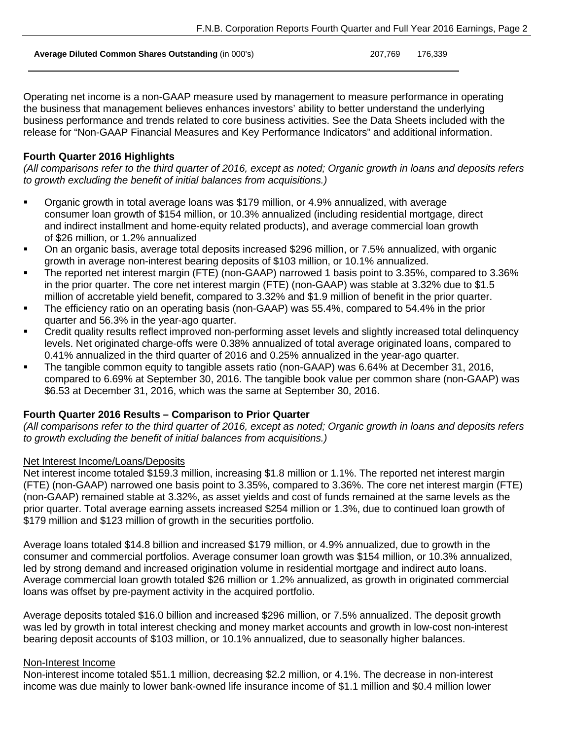| **Average Diluted Common Shares Outstanding** (in 000's) | 207,769 | 176,339 |
|---|---|---|

Operating net income is a non-GAAP measure used by management to measure performance in operating the business that management believes enhances investors' ability to better understand the underlying business performance and trends related to core business activities. See the Data Sheets included with the release for "Non-GAAP Financial Measures and Key Performance Indicators" and additional information.

**Fourth Quarter 2016 Highlights**

*(All comparisons refer to the third quarter of 2016, except as noted; Organic growth in loans and deposits refers to growth excluding the benefit of initial balances from acquisitions.)*

- Organic growth in total average loans was $179 million, or 4.9% annualized, with average consumer loan growth of $154 million, or 10.3% annualized (including residential mortgage, direct and indirect installment and home-equity related products), and average commercial loan growth of $26 million, or 1.2% annualized
- On an organic basis, average total deposits increased $296 million, or 7.5% annualized, with organic growth in average non-interest bearing deposits of $103 million, or 10.1% annualized.
- The reported net interest margin (FTE) (non-GAAP) narrowed 1 basis point to 3.35%, compared to 3.36% in the prior quarter. The core net interest margin (FTE) (non-GAAP) was stable at 3.32% due to $1.5 million of accretable yield benefit, compared to 3.32% and $1.9 million of benefit in the prior quarter.
- The efficiency ratio on an operating basis (non-GAAP) was 55.4%, compared to 54.4% in the prior quarter and 56.3% in the year-ago quarter.
- Credit quality results reflect improved non-performing asset levels and slightly increased total delinquency levels. Net originated charge-offs were 0.38% annualized of total average originated loans, compared to 0.41% annualized in the third quarter of 2016 and 0.25% annualized in the year-ago quarter.
- The tangible common equity to tangible assets ratio (non-GAAP) was 6.64% at December 31, 2016, compared to 6.69% at September 30, 2016. The tangible book value per common share (non-GAAP) was $6.53 at December 31, 2016, which was the same at September 30, 2016.

**Fourth Quarter 2016 Results – Comparison to Prior Quarter**

*(All comparisons refer to the third quarter of 2016, except as noted; Organic growth in loans and deposits refers to growth excluding the benefit of initial balances from acquisitions.)*

Net Interest Income/Loans/Deposits

Net interest income totaled $159.3 million, increasing $1.8 million or 1.1%. The reported net interest margin (FTE) (non-GAAP) narrowed one basis point to 3.35%, compared to 3.36%. The core net interest margin (FTE) (non-GAAP) remained stable at 3.32%, as asset yields and cost of funds remained at the same levels as the prior quarter. Total average earning assets increased $254 million or 1.3%, due to continued loan growth of $179 million and $123 million of growth in the securities portfolio.

Average loans totaled $14.8 billion and increased $179 million, or 4.9% annualized, due to growth in the consumer and commercial portfolios. Average consumer loan growth was $154 million, or 10.3% annualized, led by strong demand and increased origination volume in residential mortgage and indirect auto loans. Average commercial loan growth totaled $26 million or 1.2% annualized, as growth in originated commercial loans was offset by pre-payment activity in the acquired portfolio.

Average deposits totaled $16.0 billion and increased $296 million, or 7.5% annualized. The deposit growth was led by growth in total interest checking and money market accounts and growth in low-cost non-interest bearing deposit accounts of $103 million, or 10.1% annualized, due to seasonally higher balances.

Non-Interest Income

Non-interest income totaled $51.1 million, decreasing $2.2 million, or 4.1%. The decrease in non-interest income was due mainly to lower bank-owned life insurance income of $1.1 million and $0.4 million lower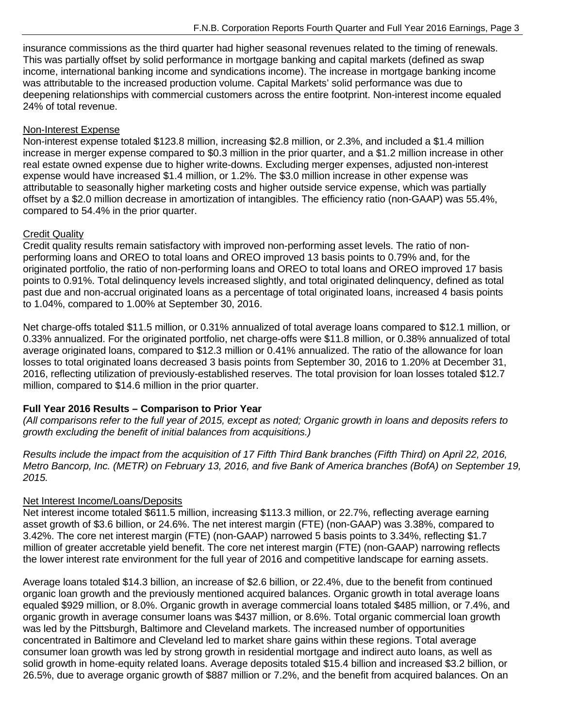insurance commissions as the third quarter had higher seasonal revenues related to the timing of renewals. This was partially offset by solid performance in mortgage banking and capital markets (defined as swap income, international banking income and syndications income). The increase in mortgage banking income was attributable to the increased production volume. Capital Markets' solid performance was due to deepening relationships with commercial customers across the entire footprint. Non-interest income equaled 24% of total revenue.

Non-Interest Expense

Non-interest expense totaled $123.8 million, increasing $2.8 million, or 2.3%, and included a $1.4 million increase in merger expense compared to $0.3 million in the prior quarter, and a $1.2 million increase in other real estate owned expense due to higher write-downs. Excluding merger expenses, adjusted non-interest expense would have increased $1.4 million, or 1.2%. The $3.0 million increase in other expense was attributable to seasonally higher marketing costs and higher outside service expense, which was partially offset by a $2.0 million decrease in amortization of intangibles. The efficiency ratio (non-GAAP) was 55.4%, compared to 54.4% in the prior quarter.

Credit Quality

Credit quality results remain satisfactory with improved non-performing asset levels. The ratio of non-performing loans and OREO to total loans and OREO improved 13 basis points to 0.79% and, for the originated portfolio, the ratio of non-performing loans and OREO to total loans and OREO improved 17 basis points to 0.91%. Total delinquency levels increased slightly, and total originated delinquency, defined as total past due and non-accrual originated loans as a percentage of total originated loans, increased 4 basis points to 1.04%, compared to 1.00% at September 30, 2016.

Net charge-offs totaled $11.5 million, or 0.31% annualized of total average loans compared to $12.1 million, or 0.33% annualized. For the originated portfolio, net charge-offs were $11.8 million, or 0.38% annualized of total average originated loans, compared to $12.3 million or 0.41% annualized. The ratio of the allowance for loan losses to total originated loans decreased 3 basis points from September 30, 2016 to 1.20% at December 31, 2016, reflecting utilization of previously-established reserves. The total provision for loan losses totaled $12.7 million, compared to $14.6 million in the prior quarter.

**Full Year 2016 Results – Comparison to Prior Year**

*(All comparisons refer to the full year of 2015, except as noted; Organic growth in loans and deposits refers to growth excluding the benefit of initial balances from acquisitions.)*

*Results include the impact from the acquisition of 17 Fifth Third Bank branches (Fifth Third) on April 22, 2016, Metro Bancorp, Inc. (METR) on February 13, 2016, and five Bank of America branches (BofA) on September 19, 2015.*

Net Interest Income/Loans/Deposits

Net interest income totaled $611.5 million, increasing $113.3 million, or 22.7%, reflecting average earning asset growth of $3.6 billion, or 24.6%. The net interest margin (FTE) (non-GAAP) was 3.38%, compared to 3.42%. The core net interest margin (FTE) (non-GAAP) narrowed 5 basis points to 3.34%, reflecting $1.7 million of greater accretable yield benefit. The core net interest margin (FTE) (non-GAAP) narrowing reflects the lower interest rate environment for the full year of 2016 and competitive landscape for earning assets.

Average loans totaled $14.3 billion, an increase of $2.6 billion, or 22.4%, due to the benefit from continued organic loan growth and the previously mentioned acquired balances. Organic growth in total average loans equaled $929 million, or 8.0%. Organic growth in average commercial loans totaled $485 million, or 7.4%, and organic growth in average consumer loans was $437 million, or 8.6%. Total organic commercial loan growth was led by the Pittsburgh, Baltimore and Cleveland markets. The increased number of opportunities concentrated in Baltimore and Cleveland led to market share gains within these regions. Total average consumer loan growth was led by strong growth in residential mortgage and indirect auto loans, as well as solid growth in home-equity related loans. Average deposits totaled $15.4 billion and increased $3.2 billion, or 26.5%, due to average organic growth of $887 million or 7.2%, and the benefit from acquired balances. On an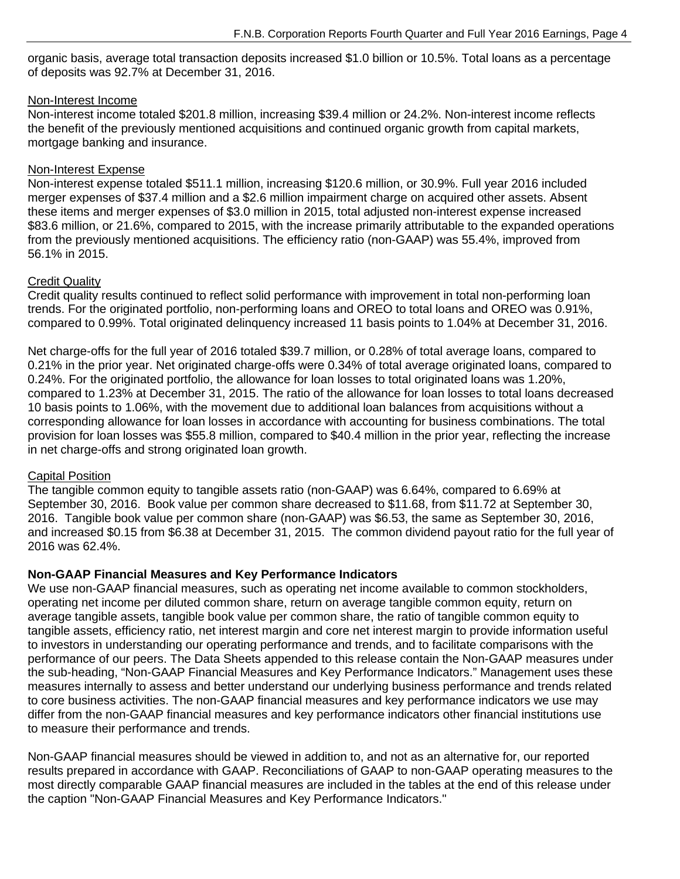organic basis, average total transaction deposits increased $1.0 billion or 10.5%. Total loans as a percentage of deposits was 92.7% at December 31, 2016.

Non-Interest Income

Non-interest income totaled $201.8 million, increasing $39.4 million or 24.2%. Non-interest income reflects the benefit of the previously mentioned acquisitions and continued organic growth from capital markets, mortgage banking and insurance.

Non-Interest Expense

Non-interest expense totaled $511.1 million, increasing $120.6 million, or 30.9%. Full year 2016 included merger expenses of $37.4 million and a $2.6 million impairment charge on acquired other assets. Absent these items and merger expenses of $3.0 million in 2015, total adjusted non-interest expense increased $83.6 million, or 21.6%, compared to 2015, with the increase primarily attributable to the expanded operations from the previously mentioned acquisitions. The efficiency ratio (non-GAAP) was 55.4%, improved from 56.1% in 2015.

Credit Quality

Credit quality results continued to reflect solid performance with improvement in total non-performing loan trends. For the originated portfolio, non-performing loans and OREO to total loans and OREO was 0.91%, compared to 0.99%. Total originated delinquency increased 11 basis points to 1.04% at December 31, 2016.

Net charge-offs for the full year of 2016 totaled $39.7 million, or 0.28% of total average loans, compared to 0.21% in the prior year. Net originated charge-offs were 0.34% of total average originated loans, compared to 0.24%. For the originated portfolio, the allowance for loan losses to total originated loans was 1.20%, compared to 1.23% at December 31, 2015. The ratio of the allowance for loan losses to total loans decreased 10 basis points to 1.06%, with the movement due to additional loan balances from acquisitions without a corresponding allowance for loan losses in accordance with accounting for business combinations. The total provision for loan losses was $55.8 million, compared to $40.4 million in the prior year, reflecting the increase in net charge-offs and strong originated loan growth.

Capital Position

The tangible common equity to tangible assets ratio (non-GAAP) was 6.64%, compared to 6.69% at September 30, 2016. Book value per common share decreased to $11.68, from $11.72 at September 30, 2016. Tangible book value per common share (non-GAAP) was $6.53, the same as September 30, 2016, and increased $0.15 from $6.38 at December 31, 2015. The common dividend payout ratio for the full year of 2016 was 62.4%.

**Non-GAAP Financial Measures and Key Performance Indicators**

We use non-GAAP financial measures, such as operating net income available to common stockholders, operating net income per diluted common share, return on average tangible common equity, return on average tangible assets, tangible book value per common share, the ratio of tangible common equity to tangible assets, efficiency ratio, net interest margin and core net interest margin to provide information useful to investors in understanding our operating performance and trends, and to facilitate comparisons with the performance of our peers. The Data Sheets appended to this release contain the Non-GAAP measures under the sub-heading, "Non-GAAP Financial Measures and Key Performance Indicators." Management uses these measures internally to assess and better understand our underlying business performance and trends related to core business activities. The non-GAAP financial measures and key performance indicators we use may differ from the non-GAAP financial measures and key performance indicators other financial institutions use to measure their performance and trends.

Non-GAAP financial measures should be viewed in addition to, and not as an alternative for, our reported results prepared in accordance with GAAP. Reconciliations of GAAP to non-GAAP operating measures to the most directly comparable GAAP financial measures are included in the tables at the end of this release under the caption "Non-GAAP Financial Measures and Key Performance Indicators."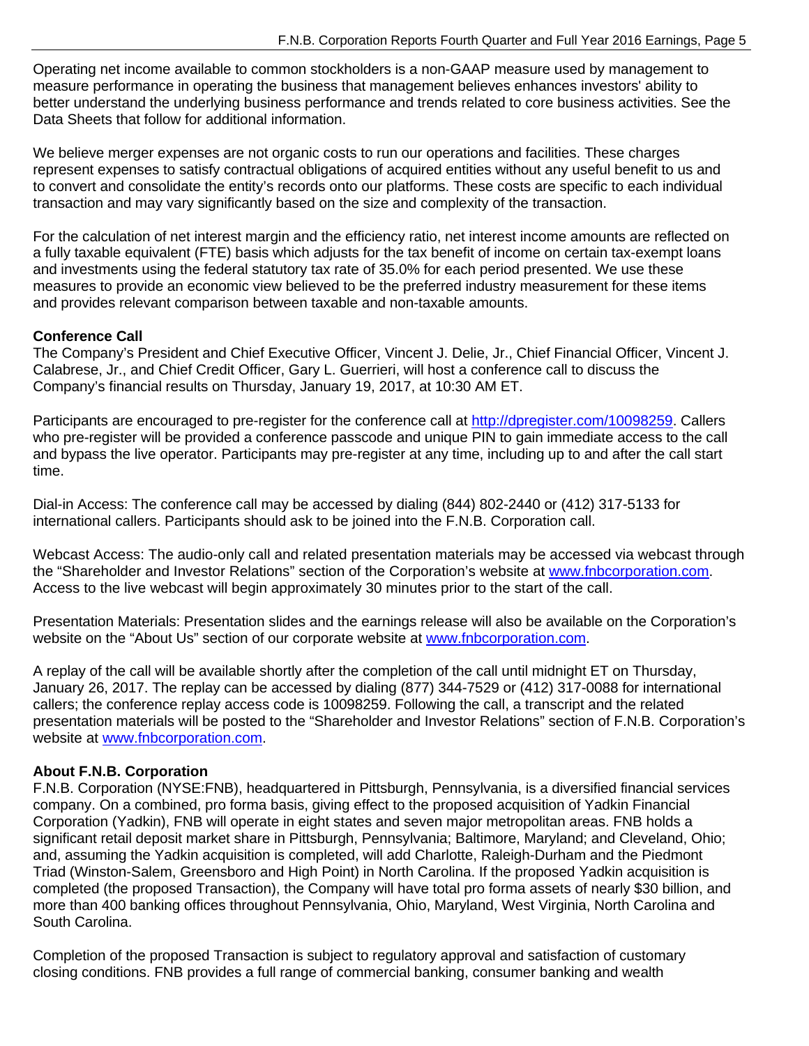Operating net income available to common stockholders is a non-GAAP measure used by management to measure performance in operating the business that management believes enhances investors' ability to better understand the underlying business performance and trends related to core business activities. See the Data Sheets that follow for additional information.

We believe merger expenses are not organic costs to run our operations and facilities. These charges represent expenses to satisfy contractual obligations of acquired entities without any useful benefit to us and to convert and consolidate the entity's records onto our platforms. These costs are specific to each individual transaction and may vary significantly based on the size and complexity of the transaction.

For the calculation of net interest margin and the efficiency ratio, net interest income amounts are reflected on a fully taxable equivalent (FTE) basis which adjusts for the tax benefit of income on certain tax-exempt loans and investments using the federal statutory tax rate of 35.0% for each period presented. We use these measures to provide an economic view believed to be the preferred industry measurement for these items and provides relevant comparison between taxable and non-taxable amounts.

**Conference Call**

The Company's President and Chief Executive Officer, Vincent J. Delie, Jr., Chief Financial Officer, Vincent J. Calabrese, Jr., and Chief Credit Officer, Gary L. Guerrieri, will host a conference call to discuss the Company's financial results on Thursday, January 19, 2017, at 10:30 AM ET.

Participants are encouraged to pre-register for the conference call at http://dpregister.com/10098259. Callers who pre-register will be provided a conference passcode and unique PIN to gain immediate access to the call and bypass the live operator. Participants may pre-register at any time, including up to and after the call start time.

Dial-in Access: The conference call may be accessed by dialing (844) 802-2440 or (412) 317-5133 for international callers. Participants should ask to be joined into the F.N.B. Corporation call.

Webcast Access: The audio-only call and related presentation materials may be accessed via webcast through the "Shareholder and Investor Relations" section of the Corporation's website at www.fnbcorporation.com. Access to the live webcast will begin approximately 30 minutes prior to the start of the call.

Presentation Materials: Presentation slides and the earnings release will also be available on the Corporation's website on the "About Us" section of our corporate website at www.fnbcorporation.com.

A replay of the call will be available shortly after the completion of the call until midnight ET on Thursday, January 26, 2017. The replay can be accessed by dialing (877) 344-7529 or (412) 317-0088 for international callers; the conference replay access code is 10098259. Following the call, a transcript and the related presentation materials will be posted to the "Shareholder and Investor Relations" section of F.N.B. Corporation's website at www.fnbcorporation.com.

**About F.N.B. Corporation**

F.N.B. Corporation (NYSE:FNB), headquartered in Pittsburgh, Pennsylvania, is a diversified financial services company. On a combined, pro forma basis, giving effect to the proposed acquisition of Yadkin Financial Corporation (Yadkin), FNB will operate in eight states and seven major metropolitan areas. FNB holds a significant retail deposit market share in Pittsburgh, Pennsylvania; Baltimore, Maryland; and Cleveland, Ohio; and, assuming the Yadkin acquisition is completed, will add Charlotte, Raleigh-Durham and the Piedmont Triad (Winston-Salem, Greensboro and High Point) in North Carolina. If the proposed Yadkin acquisition is completed (the proposed Transaction), the Company will have total pro forma assets of nearly $30 billion, and more than 400 banking offices throughout Pennsylvania, Ohio, Maryland, West Virginia, North Carolina and South Carolina.

Completion of the proposed Transaction is subject to regulatory approval and satisfaction of customary closing conditions. FNB provides a full range of commercial banking, consumer banking and wealth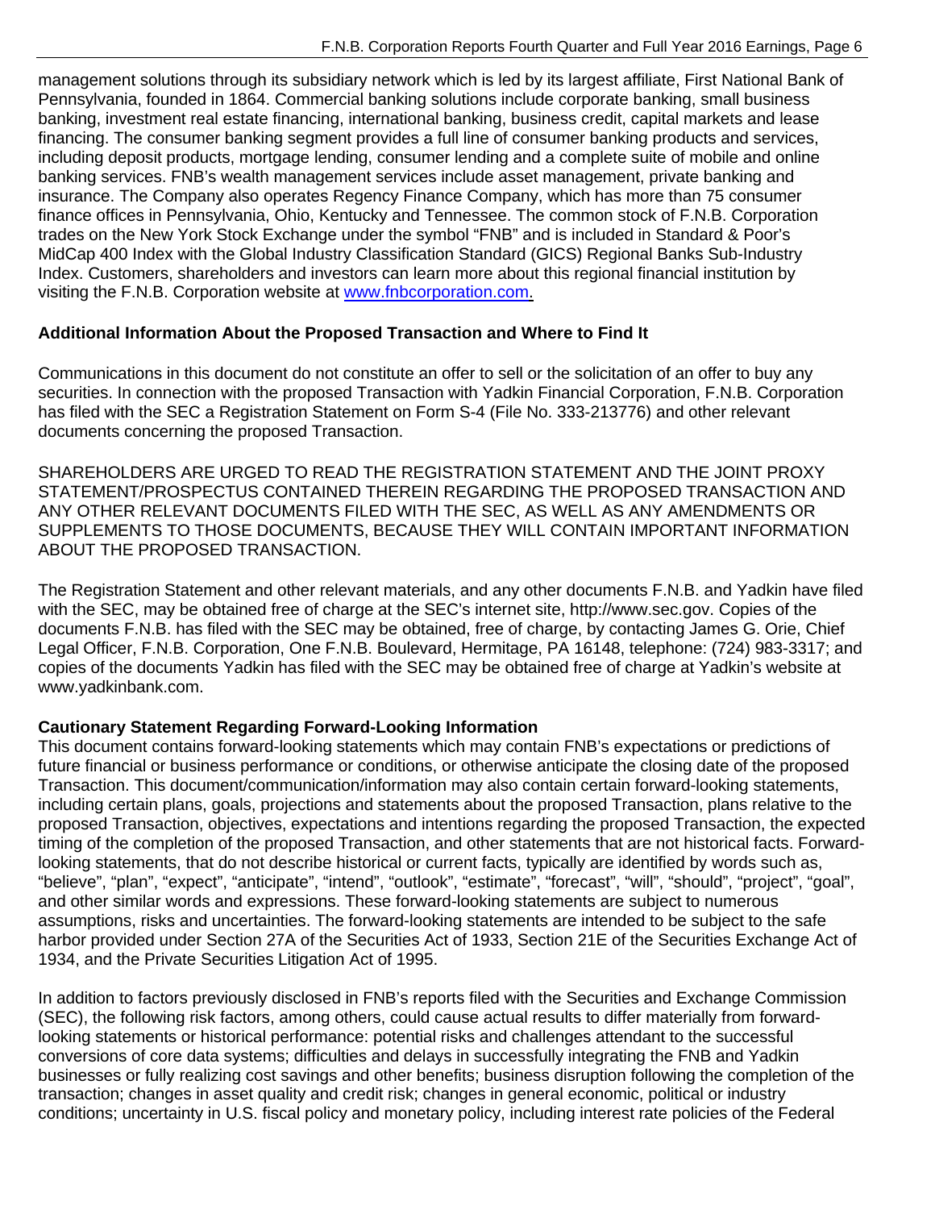management solutions through its subsidiary network which is led by its largest affiliate, First National Bank of Pennsylvania, founded in 1864. Commercial banking solutions include corporate banking, small business banking, investment real estate financing, international banking, business credit, capital markets and lease financing. The consumer banking segment provides a full line of consumer banking products and services, including deposit products, mortgage lending, consumer lending and a complete suite of mobile and online banking services. FNB's wealth management services include asset management, private banking and insurance. The Company also operates Regency Finance Company, which has more than 75 consumer finance offices in Pennsylvania, Ohio, Kentucky and Tennessee. The common stock of F.N.B. Corporation trades on the New York Stock Exchange under the symbol "FNB" and is included in Standard & Poor's MidCap 400 Index with the Global Industry Classification Standard (GICS) Regional Banks Sub-Industry Index. Customers, shareholders and investors can learn more about this regional financial institution by visiting the F.N.B. Corporation website at www.fnbcorporation.com.

**Additional Information About the Proposed Transaction and Where to Find It**

Communications in this document do not constitute an offer to sell or the solicitation of an offer to buy any securities. In connection with the proposed Transaction with Yadkin Financial Corporation, F.N.B. Corporation has filed with the SEC a Registration Statement on Form S-4 (File No. 333-213776) and other relevant documents concerning the proposed Transaction.

SHAREHOLDERS ARE URGED TO READ THE REGISTRATION STATEMENT AND THE JOINT PROXY STATEMENT/PROSPECTUS CONTAINED THEREIN REGARDING THE PROPOSED TRANSACTION AND ANY OTHER RELEVANT DOCUMENTS FILED WITH THE SEC, AS WELL AS ANY AMENDMENTS OR SUPPLEMENTS TO THOSE DOCUMENTS, BECAUSE THEY WILL CONTAIN IMPORTANT INFORMATION ABOUT THE PROPOSED TRANSACTION.

The Registration Statement and other relevant materials, and any other documents F.N.B. and Yadkin have filed with the SEC, may be obtained free of charge at the SEC's internet site, http://www.sec.gov. Copies of the documents F.N.B. has filed with the SEC may be obtained, free of charge, by contacting James G. Orie, Chief Legal Officer, F.N.B. Corporation, One F.N.B. Boulevard, Hermitage, PA 16148, telephone: (724) 983-3317; and copies of the documents Yadkin has filed with the SEC may be obtained free of charge at Yadkin's website at www.yadkinbank.com.

**Cautionary Statement Regarding Forward-Looking Information**

This document contains forward-looking statements which may contain FNB's expectations or predictions of future financial or business performance or conditions, or otherwise anticipate the closing date of the proposed Transaction. This document/communication/information may also contain certain forward-looking statements, including certain plans, goals, projections and statements about the proposed Transaction, plans relative to the proposed Transaction, objectives, expectations and intentions regarding the proposed Transaction, the expected timing of the completion of the proposed Transaction, and other statements that are not historical facts. Forward-looking statements, that do not describe historical or current facts, typically are identified by words such as, "believe", "plan", "expect", "anticipate", "intend", "outlook", "estimate", "forecast", "will", "should", "project", "goal", and other similar words and expressions. These forward-looking statements are subject to numerous assumptions, risks and uncertainties. The forward-looking statements are intended to be subject to the safe harbor provided under Section 27A of the Securities Act of 1933, Section 21E of the Securities Exchange Act of 1934, and the Private Securities Litigation Act of 1995.

In addition to factors previously disclosed in FNB's reports filed with the Securities and Exchange Commission (SEC), the following risk factors, among others, could cause actual results to differ materially from forward-looking statements or historical performance: potential risks and challenges attendant to the successful conversions of core data systems; difficulties and delays in successfully integrating the FNB and Yadkin businesses or fully realizing cost savings and other benefits; business disruption following the completion of the transaction; changes in asset quality and credit risk; changes in general economic, political or industry conditions; uncertainty in U.S. fiscal policy and monetary policy, including interest rate policies of the Federal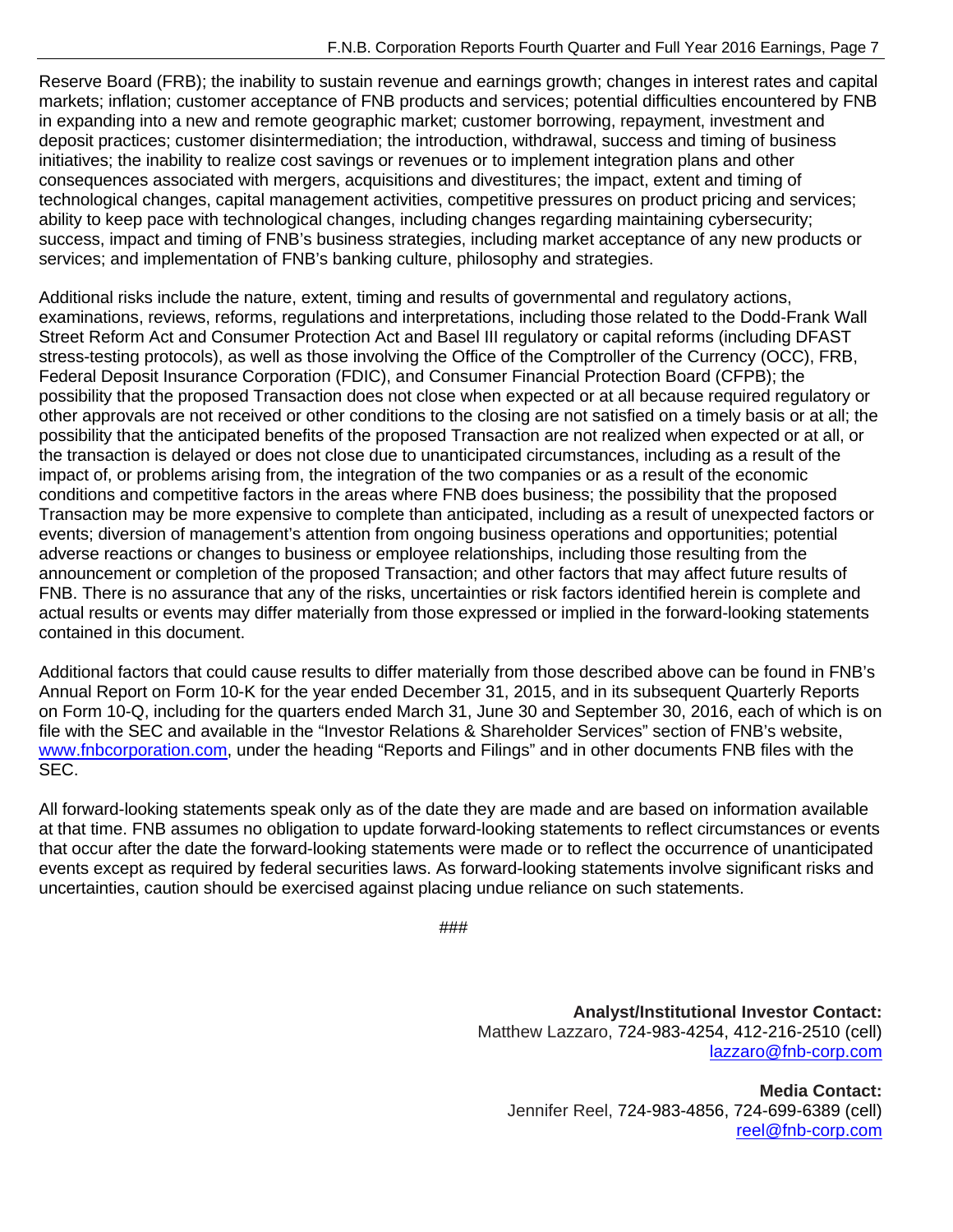Reserve Board (FRB); the inability to sustain revenue and earnings growth; changes in interest rates and capital markets; inflation; customer acceptance of FNB products and services; potential difficulties encountered by FNB in expanding into a new and remote geographic market; customer borrowing, repayment, investment and deposit practices; customer disintermediation; the introduction, withdrawal, success and timing of business initiatives; the inability to realize cost savings or revenues or to implement integration plans and other consequences associated with mergers, acquisitions and divestitures; the impact, extent and timing of technological changes, capital management activities, competitive pressures on product pricing and services; ability to keep pace with technological changes, including changes regarding maintaining cybersecurity; success, impact and timing of FNB's business strategies, including market acceptance of any new products or services; and implementation of FNB's banking culture, philosophy and strategies.

Additional risks include the nature, extent, timing and results of governmental and regulatory actions, examinations, reviews, reforms, regulations and interpretations, including those related to the Dodd-Frank Wall Street Reform Act and Consumer Protection Act and Basel III regulatory or capital reforms (including DFAST stress-testing protocols), as well as those involving the Office of the Comptroller of the Currency (OCC), FRB, Federal Deposit Insurance Corporation (FDIC), and Consumer Financial Protection Board (CFPB); the possibility that the proposed Transaction does not close when expected or at all because required regulatory or other approvals are not received or other conditions to the closing are not satisfied on a timely basis or at all; the possibility that the anticipated benefits of the proposed Transaction are not realized when expected or at all, or the transaction is delayed or does not close due to unanticipated circumstances, including as a result of the impact of, or problems arising from, the integration of the two companies or as a result of the economic conditions and competitive factors in the areas where FNB does business; the possibility that the proposed Transaction may be more expensive to complete than anticipated, including as a result of unexpected factors or events; diversion of management's attention from ongoing business operations and opportunities; potential adverse reactions or changes to business or employee relationships, including those resulting from the announcement or completion of the proposed Transaction; and other factors that may affect future results of FNB. There is no assurance that any of the risks, uncertainties or risk factors identified herein is complete and actual results or events may differ materially from those expressed or implied in the forward-looking statements contained in this document.

Additional factors that could cause results to differ materially from those described above can be found in FNB's Annual Report on Form 10-K for the year ended December 31, 2015, and in its subsequent Quarterly Reports on Form 10-Q, including for the quarters ended March 31, June 30 and September 30, 2016, each of which is on file with the SEC and available in the "Investor Relations & Shareholder Services" section of FNB's website, www.fnbcorporation.com, under the heading "Reports and Filings" and in other documents FNB files with the SEC.

All forward-looking statements speak only as of the date they are made and are based on information available at that time. FNB assumes no obligation to update forward-looking statements to reflect circumstances or events that occur after the date the forward-looking statements were made or to reflect the occurrence of unanticipated events except as required by federal securities laws. As forward-looking statements involve significant risks and uncertainties, caution should be exercised against placing undue reliance on such statements.

###

**Analyst/Institutional Investor Contact:**
Matthew Lazzaro, 724-983-4254, 412-216-2510 (cell)
lazzaro@fnb-corp.com

**Media Contact:**
Jennifer Reel, 724-983-4856, 724-699-6389 (cell)
reel@fnb-corp.com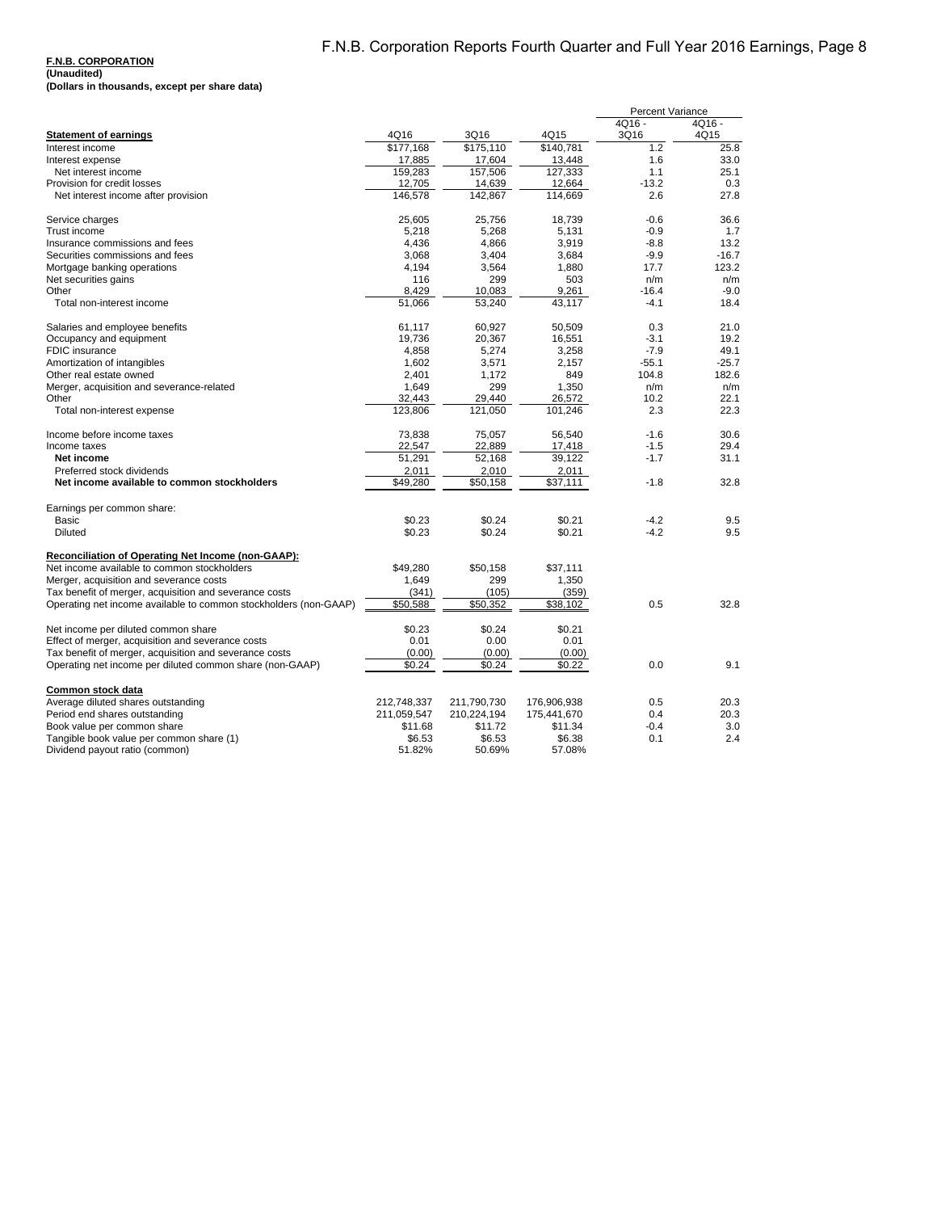**F.N.B. CORPORATION**
**(Unaudited)**
**(Dollars in thousands, except per share data)**

| | | | | Percent Variance | |
|---|---|---|---|---|---|
| **Statement of earnings** | 4Q16 | 3Q16 | 4Q15 | 4Q16 - 3Q16 | 4Q16 - 4Q15 |
| Interest income | $177,168 | $175,110 | $140,781 | 1.2 | 25.8 |
| Interest expense | 17,885 | 17,604 | 13,448 | 1.6 | 33.0 |
| Net interest income | 159,283 | 157,506 | 127,333 | 1.1 | 25.1 |
| Provision for credit losses | 12,705 | 14,639 | 12,664 | -13.2 | 0.3 |
| Net interest income after provision | 146,578 | 142,867 | 114,669 | 2.6 | 27.8 |
| | | | | | |
| Service charges | 25,605 | 25,756 | 18,739 | -0.6 | 36.6 |
| Trust income | 5,218 | 5,268 | 5,131 | -0.9 | 1.7 |
| Insurance commissions and fees | 4,436 | 4,866 | 3,919 | -8.8 | 13.2 |
| Securities commissions and fees | 3,068 | 3,404 | 3,684 | -9.9 | -16.7 |
| Mortgage banking operations | 4,194 | 3,564 | 1,880 | 17.7 | 123.2 |
| Net securities gains | 116 | 299 | 503 | n/m | n/m |
| Other | 8,429 | 10,083 | 9,261 | -16.4 | -9.0 |
| Total non-interest income | 51,066 | 53,240 | 43,117 | -4.1 | 18.4 |
| | | | | | |
| Salaries and employee benefits | 61,117 | 60,927 | 50,509 | 0.3 | 21.0 |
| Occupancy and equipment | 19,736 | 20,367 | 16,551 | -3.1 | 19.2 |
| FDIC insurance | 4,858 | 5,274 | 3,258 | -7.9 | 49.1 |
| Amortization of intangibles | 1,602 | 3,571 | 2,157 | -55.1 | -25.7 |
| Other real estate owned | 2,401 | 1,172 | 849 | 104.8 | 182.6 |
| Merger, acquisition and severance-related | 1,649 | 299 | 1,350 | n/m | n/m |
| Other | 32,443 | 29,440 | 26,572 | 10.2 | 22.1 |
| Total non-interest expense | 123,806 | 121,050 | 101,246 | 2.3 | 22.3 |
| | | | | | |
| Income before income taxes | 73,838 | 75,057 | 56,540 | -1.6 | 30.6 |
| Income taxes | 22,547 | 22,889 | 17,418 | -1.5 | 29.4 |
| **Net income** | 51,291 | 52,168 | 39,122 | -1.7 | 31.1 |
| Preferred stock dividends | 2,011 | 2,010 | 2,011 | | |
| **Net income available to common stockholders** | $49,280 | $50,158 | $37,111 | -1.8 | 32.8 |
| | | | | | |
| Earnings per common share: | | | | | |
| Basic | $0.23 | $0.24 | $0.21 | -4.2 | 9.5 |
| Diluted | $0.23 | $0.24 | $0.21 | -4.2 | 9.5 |
| | | | | | |
| **Reconciliation of Operating Net Income (non-GAAP):** | | | | | |
| Net income available to common stockholders | $49,280 | $50,158 | $37,111 | | |
| Merger, acquisition and severance costs | 1,649 | 299 | 1,350 | | |
| Tax benefit of merger, acquisition and severance costs | (341) | (105) | (359) | | |
| Operating net income available to common stockholders (non-GAAP) | $50,588 | $50,352 | $38,102 | 0.5 | 32.8 |
| | | | | | |
| Net income per diluted common share | $0.23 | $0.24 | $0.21 | | |
| Effect of merger, acquisition and severance costs | 0.01 | 0.00 | 0.01 | | |
| Tax benefit of merger, acquisition and severance costs | (0.00) | (0.00) | (0.00) | | |
| Operating net income per diluted common share (non-GAAP) | $0.24 | $0.24 | $0.22 | 0.0 | 9.1 |
| | | | | | |
| **Common stock data** | | | | | |
| Average diluted shares outstanding | 212,748,337 | 211,790,730 | 176,906,938 | 0.5 | 20.3 |
| Period end shares outstanding | 211,059,547 | 210,224,194 | 175,441,670 | 0.4 | 20.3 |
| Book value per common share | $11.68 | $11.72 | $11.34 | -0.4 | 3.0 |
| Tangible book value per common share (1) | $6.53 | $6.53 | $6.38 | 0.1 | 2.4 |
| Dividend payout ratio (common) | 51.82% | 50.69% | 57.08% | | |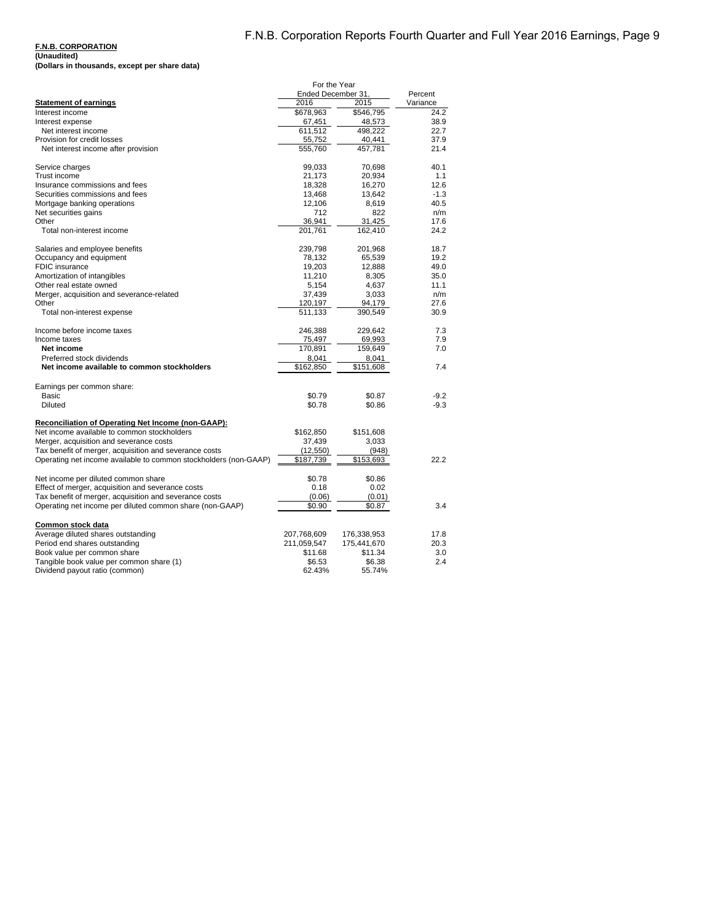**F.N.B. CORPORATION**
**(Unaudited)**
**(Dollars in thousands, except per share data)**

| | For the Year Ended December 31, | | |
|---|---|---|---|
| **Statement of earnings** | 2016 | 2015 | Percent Variance |
| Interest income | $678,963 | $546,795 | 24.2 |
| Interest expense | 67,451 | 48,573 | 38.9 |
| Net interest income | 611,512 | 498,222 | 22.7 |
| Provision for credit losses | 55,752 | 40,441 | 37.9 |
| Net interest income after provision | 555,760 | 457,781 | 21.4 |
| | | | |
| Service charges | 99,033 | 70,698 | 40.1 |
| Trust income | 21,173 | 20,934 | 1.1 |
| Insurance commissions and fees | 18,328 | 16,270 | 12.6 |
| Securities commissions and fees | 13,468 | 13,642 | -1.3 |
| Mortgage banking operations | 12,106 | 8,619 | 40.5 |
| Net securities gains | 712 | 822 | n/m |
| Other | 36,941 | 31,425 | 17.6 |
| Total non-interest income | 201,761 | 162,410 | 24.2 |
| | | | |
| Salaries and employee benefits | 239,798 | 201,968 | 18.7 |
| Occupancy and equipment | 78,132 | 65,539 | 19.2 |
| FDIC insurance | 19,203 | 12,888 | 49.0 |
| Amortization of intangibles | 11,210 | 8,305 | 35.0 |
| Other real estate owned | 5,154 | 4,637 | 11.1 |
| Merger, acquisition and severance-related | 37,439 | 3,033 | n/m |
| Other | 120,197 | 94,179 | 27.6 |
| Total non-interest expense | 511,133 | 390,549 | 30.9 |
| | | | |
| Income before income taxes | 246,388 | 229,642 | 7.3 |
| Income taxes | 75,497 | 69,993 | 7.9 |
| **Net income** | 170,891 | 159,649 | 7.0 |
| Preferred stock dividends | 8,041 | 8,041 | |
| **Net income available to common stockholders** | $162,850 | $151,608 | 7.4 |
| | | | |
| Earnings per common share: | | | |
| Basic | $0.79 | $0.87 | -9.2 |
| Diluted | $0.78 | $0.86 | -9.3 |
| | | | |
| **Reconciliation of Operating Net Income (non-GAAP):** | | | |
| Net income available to common stockholders | $162,850 | $151,608 | |
| Merger, acquisition and severance costs | 37,439 | 3,033 | |
| Tax benefit of merger, acquisition and severance costs | (12,550) | (948) | |
| Operating net income available to common stockholders (non-GAAP) | $187,739 | $153,693 | 22.2 |
| | | | |
| Net income per diluted common share | $0.78 | $0.86 | |
| Effect of merger, acquisition and severance costs | 0.18 | 0.02 | |
| Tax benefit of merger, acquisition and severance costs | (0.06) | (0.01) | |
| Operating net income per diluted common share (non-GAAP) | $0.90 | $0.87 | 3.4 |
| | | | |
| **Common stock data** | | | |
| Average diluted shares outstanding | 207,768,609 | 176,338,953 | 17.8 |
| Period end shares outstanding | 211,059,547 | 175,441,670 | 20.3 |
| Book value per common share | $11.68 | $11.34 | 3.0 |
| Tangible book value per common share (1) | $6.53 | $6.38 | 2.4 |
| Dividend payout ratio (common) | 62.43% | 55.74% | |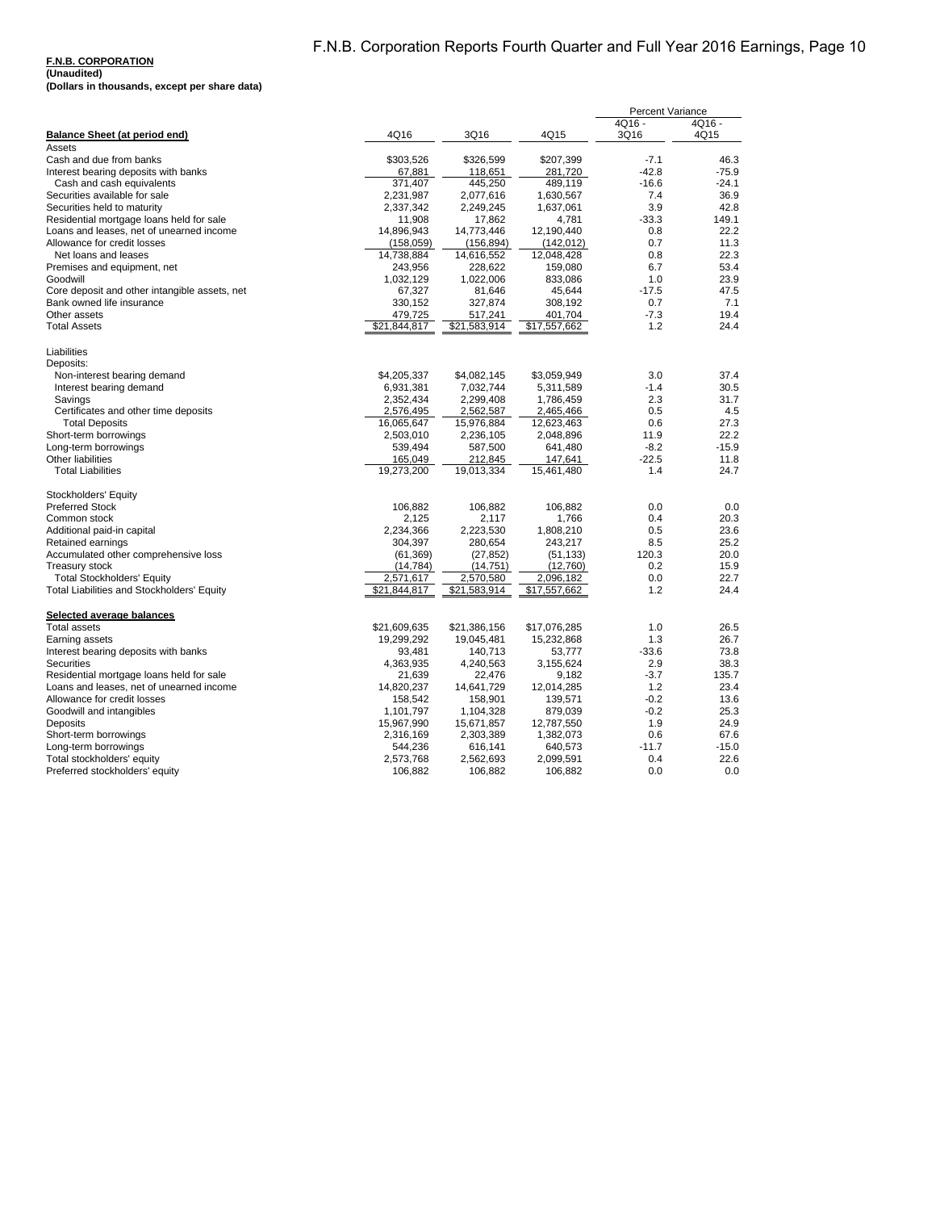**F.N.B. CORPORATION**
**(Unaudited)**
**(Dollars in thousands, except per share data)**

| **Balance Sheet (at period end)** | 4Q16 | 3Q16 | 4Q15 | Percent Variance 4Q16 - 3Q16 | 4Q16 - 4Q15 |
|---|---|---|---|---|---|
| Assets | | | | | |
| Cash and due from banks | $303,526 | $326,599 | $207,399 | -7.1 | 46.3 |
| Interest bearing deposits with banks | 67,881 | 118,651 | 281,720 | -42.8 | -75.9 |
| Cash and cash equivalents | 371,407 | 445,250 | 489,119 | -16.6 | -24.1 |
| Securities available for sale | 2,231,987 | 2,077,616 | 1,630,567 | 7.4 | 36.9 |
| Securities held to maturity | 2,337,342 | 2,249,245 | 1,637,061 | 3.9 | 42.8 |
| Residential mortgage loans held for sale | 11,908 | 17,862 | 4,781 | -33.3 | 149.1 |
| Loans and leases, net of unearned income | 14,896,943 | 14,773,446 | 12,190,440 | 0.8 | 22.2 |
| Allowance for credit losses | (158,059) | (156,894) | (142,012) | 0.7 | 11.3 |
| Net loans and leases | 14,738,884 | 14,616,552 | 12,048,428 | 0.8 | 22.3 |
| Premises and equipment, net | 243,956 | 228,622 | 159,080 | 6.7 | 53.4 |
| Goodwill | 1,032,129 | 1,022,006 | 833,086 | 1.0 | 23.9 |
| Core deposit and other intangible assets, net | 67,327 | 81,646 | 45,644 | -17.5 | 47.5 |
| Bank owned life insurance | 330,152 | 327,874 | 308,192 | 0.7 | 7.1 |
| Other assets | 479,725 | 517,241 | 401,704 | -7.3 | 19.4 |
| Total Assets | $21,844,817 | $21,583,914 | $17,557,662 | 1.2 | 24.4 |
| | | | | | |
| Liabilities | | | | | |
| Deposits: | | | | | |
| Non-interest bearing demand | $4,205,337 | $4,082,145 | $3,059,949 | 3.0 | 37.4 |
| Interest bearing demand | 6,931,381 | 7,032,744 | 5,311,589 | -1.4 | 30.5 |
| Savings | 2,352,434 | 2,299,408 | 1,786,459 | 2.3 | 31.7 |
| Certificates and other time deposits | 2,576,495 | 2,562,587 | 2,465,466 | 0.5 | 4.5 |
| Total Deposits | 16,065,647 | 15,976,884 | 12,623,463 | 0.6 | 27.3 |
| Short-term borrowings | 2,503,010 | 2,236,105 | 2,048,896 | 11.9 | 22.2 |
| Long-term borrowings | 539,494 | 587,500 | 641,480 | -8.2 | -15.9 |
| Other liabilities | 165,049 | 212,845 | 147,641 | -22.5 | 11.8 |
| Total Liabilities | 19,273,200 | 19,013,334 | 15,461,480 | 1.4 | 24.7 |
| | | | | | |
| Stockholders' Equity | | | | | |
| Preferred Stock | 106,882 | 106,882 | 106,882 | 0.0 | 0.0 |
| Common stock | 2,125 | 2,117 | 1,766 | 0.4 | 20.3 |
| Additional paid-in capital | 2,234,366 | 2,223,530 | 1,808,210 | 0.5 | 23.6 |
| Retained earnings | 304,397 | 280,654 | 243,217 | 8.5 | 25.2 |
| Accumulated other comprehensive loss | (61,369) | (27,852) | (51,133) | 120.3 | 20.0 |
| Treasury stock | (14,784) | (14,751) | (12,760) | 0.2 | 15.9 |
| Total Stockholders' Equity | 2,571,617 | 2,570,580 | 2,096,182 | 0.0 | 22.7 |
| Total Liabilities and Stockholders' Equity | $21,844,817 | $21,583,914 | $17,557,662 | 1.2 | 24.4 |
| | | | | | |
| **Selected average balances** | | | | | |
| Total assets | $21,609,635 | $21,386,156 | $17,076,285 | 1.0 | 26.5 |
| Earning assets | 19,299,292 | 19,045,481 | 15,232,868 | 1.3 | 26.7 |
| Interest bearing deposits with banks | 93,481 | 140,713 | 53,777 | -33.6 | 73.8 |
| Securities | 4,363,935 | 4,240,563 | 3,155,624 | 2.9 | 38.3 |
| Residential mortgage loans held for sale | 21,639 | 22,476 | 9,182 | -3.7 | 135.7 |
| Loans and leases, net of unearned income | 14,820,237 | 14,641,729 | 12,014,285 | 1.2 | 23.4 |
| Allowance for credit losses | 158,542 | 158,901 | 139,571 | -0.2 | 13.6 |
| Goodwill and intangibles | 1,101,797 | 1,104,328 | 879,039 | -0.2 | 25.3 |
| Deposits | 15,967,990 | 15,671,857 | 12,787,550 | 1.9 | 24.9 |
| Short-term borrowings | 2,316,169 | 2,303,389 | 1,382,073 | 0.6 | 67.6 |
| Long-term borrowings | 544,236 | 616,141 | 640,573 | -11.7 | -15.0 |
| Total stockholders' equity | 2,573,768 | 2,562,693 | 2,099,591 | 0.4 | 22.6 |
| Preferred stockholders' equity | 106,882 | 106,882 | 106,882 | 0.0 | 0.0 |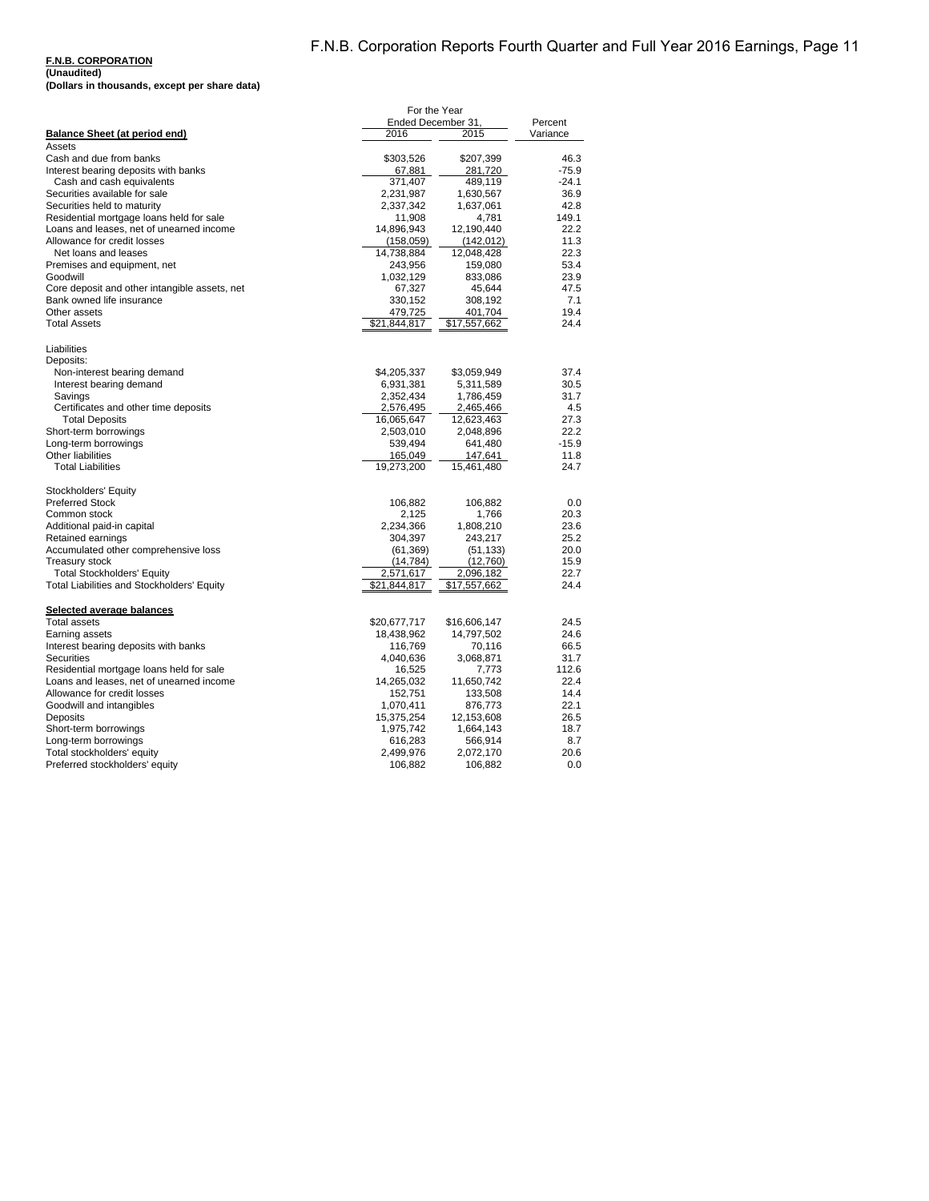**F.N.B. CORPORATION**
**(Unaudited)**
**(Dollars in thousands, except per share data)**

| | For the Year Ended December 31, | | Percent |
|---|---|---|---|
| **Balance Sheet (at period end)** | 2016 | 2015 | Variance |
| Assets | | | |
| Cash and due from banks | $303,526 | $207,399 | 46.3 |
| Interest bearing deposits with banks | 67,881 | 281,720 | -75.9 |
| Cash and cash equivalents | 371,407 | 489,119 | -24.1 |
| Securities available for sale | 2,231,987 | 1,630,567 | 36.9 |
| Securities held to maturity | 2,337,342 | 1,637,061 | 42.8 |
| Residential mortgage loans held for sale | 11,908 | 4,781 | 149.1 |
| Loans and leases, net of unearned income | 14,896,943 | 12,190,440 | 22.2 |
| Allowance for credit losses | (158,059) | (142,012) | 11.3 |
| Net loans and leases | 14,738,884 | 12,048,428 | 22.3 |
| Premises and equipment, net | 243,956 | 159,080 | 53.4 |
| Goodwill | 1,032,129 | 833,086 | 23.9 |
| Core deposit and other intangible assets, net | 67,327 | 45,644 | 47.5 |
| Bank owned life insurance | 330,152 | 308,192 | 7.1 |
| Other assets | 479,725 | 401,704 | 19.4 |
| Total Assets | $21,844,817 | $17,557,662 | 24.4 |
| | | | |
| Liabilities | | | |
| Deposits: | | | |
| Non-interest bearing demand | $4,205,337 | $3,059,949 | 37.4 |
| Interest bearing demand | 6,931,381 | 5,311,589 | 30.5 |
| Savings | 2,352,434 | 1,786,459 | 31.7 |
| Certificates and other time deposits | 2,576,495 | 2,465,466 | 4.5 |
| Total Deposits | 16,065,647 | 12,623,463 | 27.3 |
| Short-term borrowings | 2,503,010 | 2,048,896 | 22.2 |
| Long-term borrowings | 539,494 | 641,480 | -15.9 |
| Other liabilities | 165,049 | 147,641 | 11.8 |
| Total Liabilities | 19,273,200 | 15,461,480 | 24.7 |
| | | | |
| Stockholders' Equity | | | |
| Preferred Stock | 106,882 | 106,882 | 0.0 |
| Common stock | 2,125 | 1,766 | 20.3 |
| Additional paid-in capital | 2,234,366 | 1,808,210 | 23.6 |
| Retained earnings | 304,397 | 243,217 | 25.2 |
| Accumulated other comprehensive loss | (61,369) | (51,133) | 20.0 |
| Treasury stock | (14,784) | (12,760) | 15.9 |
| Total Stockholders' Equity | 2,571,617 | 2,096,182 | 22.7 |
| Total Liabilities and Stockholders' Equity | $21,844,817 | $17,557,662 | 24.4 |
| | | | |
| **Selected average balances** | | | |
| Total assets | $20,677,717 | $16,606,147 | 24.5 |
| Earning assets | 18,438,962 | 14,797,502 | 24.6 |
| Interest bearing deposits with banks | 116,769 | 70,116 | 66.5 |
| Securities | 4,040,636 | 3,068,871 | 31.7 |
| Residential mortgage loans held for sale | 16,525 | 7,773 | 112.6 |
| Loans and leases, net of unearned income | 14,265,032 | 11,650,742 | 22.4 |
| Allowance for credit losses | 152,751 | 133,508 | 14.4 |
| Goodwill and intangibles | 1,070,411 | 876,773 | 22.1 |
| Deposits | 15,375,254 | 12,153,608 | 26.5 |
| Short-term borrowings | 1,975,742 | 1,664,143 | 18.7 |
| Long-term borrowings | 616,283 | 566,914 | 8.7 |
| Total stockholders' equity | 2,499,976 | 2,072,170 | 20.6 |
| Preferred stockholders' equity | 106,882 | 106,882 | 0.0 |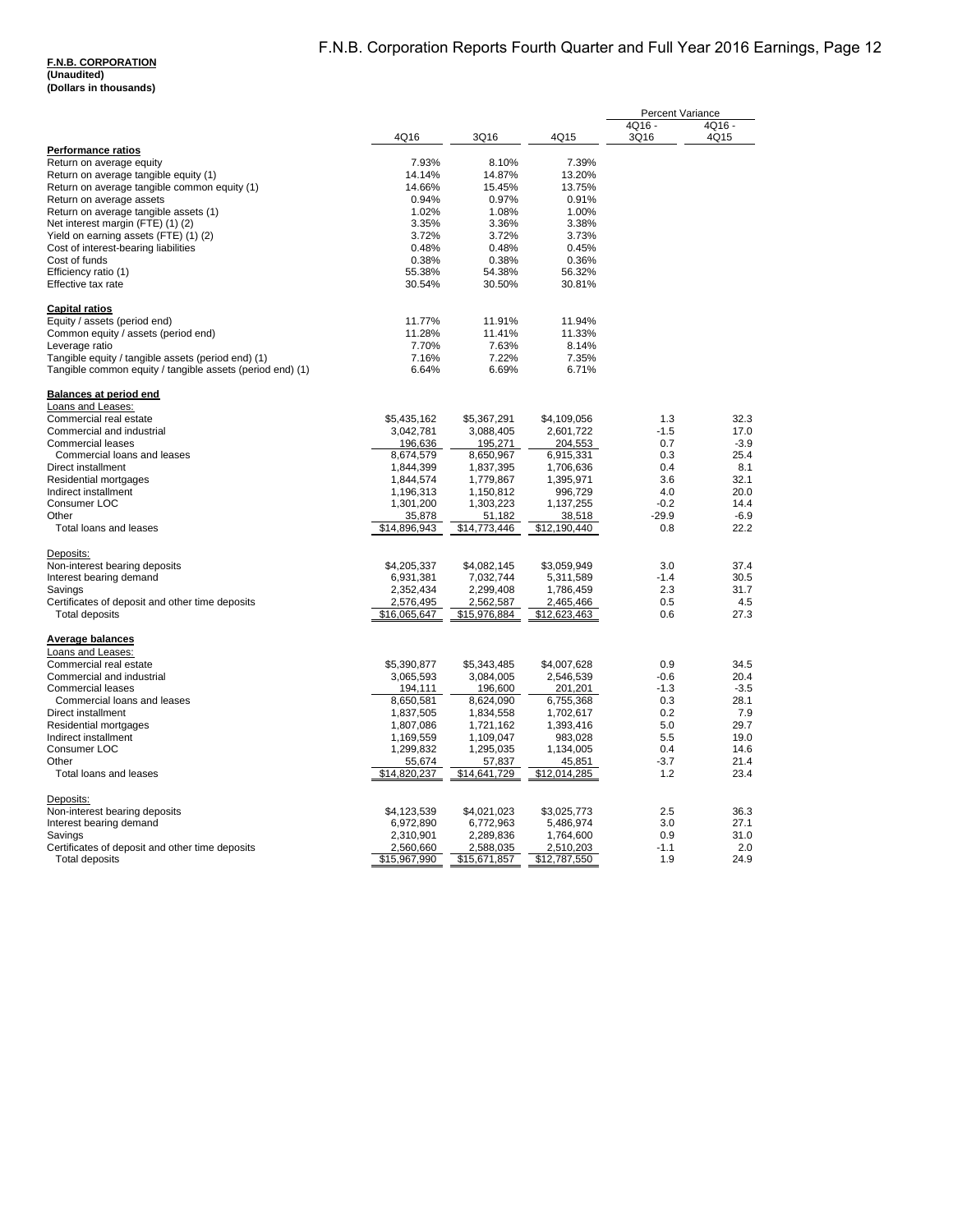**F.N.B. CORPORATION**
**(Unaudited)**
**(Dollars in thousands)**

| | 4Q16 | 3Q16 | 4Q15 | Percent Variance 4Q16 - 3Q16 | Percent Variance 4Q16 - 4Q15 |
|---|---|---|---|---|---|
| **Performance ratios** | | | | | |
| Return on average equity | 7.93% | 8.10% | 7.39% | | |
| Return on average tangible equity (1) | 14.14% | 14.87% | 13.20% | | |
| Return on average tangible common equity (1) | 14.66% | 15.45% | 13.75% | | |
| Return on average assets | 0.94% | 0.97% | 0.91% | | |
| Return on average tangible assets (1) | 1.02% | 1.08% | 1.00% | | |
| Net interest margin (FTE) (1) (2) | 3.35% | 3.36% | 3.38% | | |
| Yield on earning assets (FTE) (1) (2) | 3.72% | 3.72% | 3.73% | | |
| Cost of interest-bearing liabilities | 0.48% | 0.48% | 0.45% | | |
| Cost of funds | 0.38% | 0.38% | 0.36% | | |
| Efficiency ratio (1) | 55.38% | 54.38% | 56.32% | | |
| Effective tax rate | 30.54% | 30.50% | 30.81% | | |
| **Capital ratios** | | | | | |
| Equity / assets (period end) | 11.77% | 11.91% | 11.94% | | |
| Common equity / assets (period end) | 11.28% | 11.41% | 11.33% | | |
| Leverage ratio | 7.70% | 7.63% | 8.14% | | |
| Tangible equity / tangible assets (period end) (1) | 7.16% | 7.22% | 7.35% | | |
| Tangible common equity / tangible assets (period end) (1) | 6.64% | 6.69% | 6.71% | | |
| **Balances at period end** | | | | | |
| Loans and Leases: | | | | | |
| Commercial real estate | $5,435,162 | $5,367,291 | $4,109,056 | 1.3 | 32.3 |
| Commercial and industrial | 3,042,781 | 3,088,405 | 2,601,722 | -1.5 | 17.0 |
| Commercial leases | 196,636 | 195,271 | 204,553 | 0.7 | -3.9 |
| Commercial loans and leases | 8,674,579 | 8,650,967 | 6,915,331 | 0.3 | 25.4 |
| Direct installment | 1,844,399 | 1,837,395 | 1,706,636 | 0.4 | 8.1 |
| Residential mortgages | 1,844,574 | 1,779,867 | 1,395,971 | 3.6 | 32.1 |
| Indirect installment | 1,196,313 | 1,150,812 | 996,729 | 4.0 | 20.0 |
| Consumer LOC | 1,301,200 | 1,303,223 | 1,137,255 | -0.2 | 14.4 |
| Other | 35,878 | 51,182 | 38,518 | -29.9 | -6.9 |
| Total loans and leases | $14,896,943 | $14,773,446 | $12,190,440 | 0.8 | 22.2 |
| Deposits: | | | | | |
| Non-interest bearing deposits | $4,205,337 | $4,082,145 | $3,059,949 | 3.0 | 37.4 |
| Interest bearing demand | 6,931,381 | 7,032,744 | 5,311,589 | -1.4 | 30.5 |
| Savings | 2,352,434 | 2,299,408 | 1,786,459 | 2.3 | 31.7 |
| Certificates of deposit and other time deposits | 2,576,495 | 2,562,587 | 2,465,466 | 0.5 | 4.5 |
| Total deposits | $16,065,647 | $15,976,884 | $12,623,463 | 0.6 | 27.3 |
| **Average balances** | | | | | |
| Loans and Leases: | | | | | |
| Commercial real estate | $5,390,877 | $5,343,485 | $4,007,628 | 0.9 | 34.5 |
| Commercial and industrial | 3,065,593 | 3,084,005 | 2,546,539 | -0.6 | 20.4 |
| Commercial leases | 194,111 | 196,600 | 201,201 | -1.3 | -3.5 |
| Commercial loans and leases | 8,650,581 | 8,624,090 | 6,755,368 | 0.3 | 28.1 |
| Direct installment | 1,837,505 | 1,834,558 | 1,702,617 | 0.2 | 7.9 |
| Residential mortgages | 1,807,086 | 1,721,162 | 1,393,416 | 5.0 | 29.7 |
| Indirect installment | 1,169,559 | 1,109,047 | 983,028 | 5.5 | 19.0 |
| Consumer LOC | 1,299,832 | 1,295,035 | 1,134,005 | 0.4 | 14.6 |
| Other | 55,674 | 57,837 | 45,851 | -3.7 | 21.4 |
| Total loans and leases | $14,820,237 | $14,641,729 | $12,014,285 | 1.2 | 23.4 |
| Deposits: | | | | | |
| Non-interest bearing deposits | $4,123,539 | $4,021,023 | $3,025,773 | 2.5 | 36.3 |
| Interest bearing demand | 6,972,890 | 6,772,963 | 5,486,974 | 3.0 | 27.1 |
| Savings | 2,310,901 | 2,289,836 | 1,764,600 | 0.9 | 31.0 |
| Certificates of deposit and other time deposits | 2,560,660 | 2,588,035 | 2,510,203 | -1.1 | 2.0 |
| Total deposits | $15,967,990 | $15,671,857 | $12,787,550 | 1.9 | 24.9 |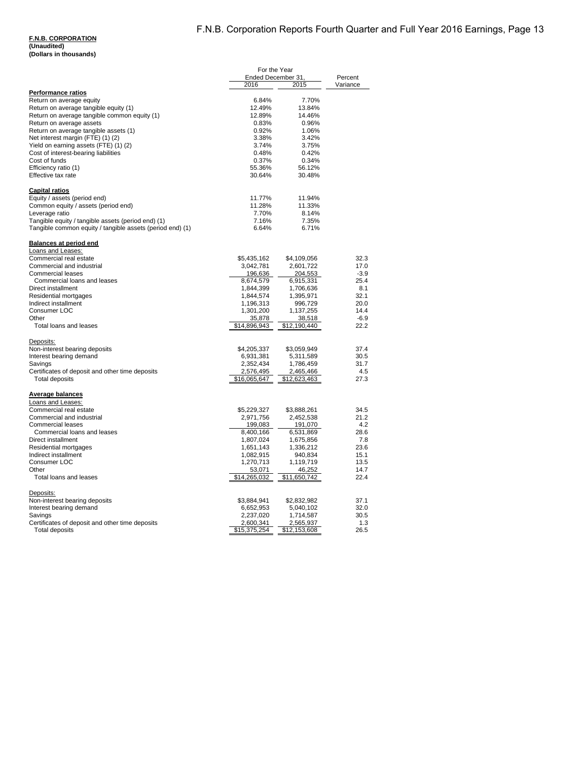**F.N.B. CORPORATION**
**(Unaudited)**
**(Dollars in thousands)**

| | For the Year Ended December 31, | | Percent |
|---|---|---|---|
| | 2016 | 2015 | Variance |
| **Performance ratios** | | | |
| Return on average equity | 6.84% | 7.70% | |
| Return on average tangible equity (1) | 12.49% | 13.84% | |
| Return on average tangible common equity (1) | 12.89% | 14.46% | |
| Return on average assets | 0.83% | 0.96% | |
| Return on average tangible assets (1) | 0.92% | 1.06% | |
| Net interest margin (FTE) (1) (2) | 3.38% | 3.42% | |
| Yield on earning assets (FTE) (1) (2) | 3.74% | 3.75% | |
| Cost of interest-bearing liabilities | 0.48% | 0.42% | |
| Cost of funds | 0.37% | 0.34% | |
| Efficiency ratio (1) | 55.36% | 56.12% | |
| Effective tax rate | 30.64% | 30.48% | |
| **Capital ratios** | | | |
| Equity / assets (period end) | 11.77% | 11.94% | |
| Common equity / assets (period end) | 11.28% | 11.33% | |
| Leverage ratio | 7.70% | 8.14% | |
| Tangible equity / tangible assets (period end) (1) | 7.16% | 7.35% | |
| Tangible common equity / tangible assets (period end) (1) | 6.64% | 6.71% | |
| **Balances at period end** | | | |
| Loans and Leases: | | | |
| Commercial real estate | $5,435,162 | $4,109,056 | 32.3 |
| Commercial and industrial | 3,042,781 | 2,601,722 | 17.0 |
| Commercial leases | 196,636 | 204,553 | -3.9 |
| Commercial loans and leases | 8,674,579 | 6,915,331 | 25.4 |
| Direct installment | 1,844,399 | 1,706,636 | 8.1 |
| Residential mortgages | 1,844,574 | 1,395,971 | 32.1 |
| Indirect installment | 1,196,313 | 996,729 | 20.0 |
| Consumer LOC | 1,301,200 | 1,137,255 | 14.4 |
| Other | 35,878 | 38,518 | -6.9 |
| Total loans and leases | $14,896,943 | $12,190,440 | 22.2 |
| Deposits: | | | |
| Non-interest bearing deposits | $4,205,337 | $3,059,949 | 37.4 |
| Interest bearing demand | 6,931,381 | 5,311,589 | 30.5 |
| Savings | 2,352,434 | 1,786,459 | 31.7 |
| Certificates of deposit and other time deposits | 2,576,495 | 2,465,466 | 4.5 |
| Total deposits | $16,065,647 | $12,623,463 | 27.3 |
| **Average balances** | | | |
| Loans and Leases: | | | |
| Commercial real estate | $5,229,327 | $3,888,261 | 34.5 |
| Commercial and industrial | 2,971,756 | 2,452,538 | 21.2 |
| Commercial leases | 199,083 | 191,070 | 4.2 |
| Commercial loans and leases | 8,400,166 | 6,531,869 | 28.6 |
| Direct installment | 1,807,024 | 1,675,856 | 7.8 |
| Residential mortgages | 1,651,143 | 1,336,212 | 23.6 |
| Indirect installment | 1,082,915 | 940,834 | 15.1 |
| Consumer LOC | 1,270,713 | 1,119,719 | 13.5 |
| Other | 53,071 | 46,252 | 14.7 |
| Total loans and leases | $14,265,032 | $11,650,742 | 22.4 |
| Deposits: | | | |
| Non-interest bearing deposits | $3,884,941 | $2,832,982 | 37.1 |
| Interest bearing demand | 6,652,953 | 5,040,102 | 32.0 |
| Savings | 2,237,020 | 1,714,587 | 30.5 |
| Certificates of deposit and other time deposits | 2,600,341 | 2,565,937 | 1.3 |
| Total deposits | $15,375,254 | $12,153,608 | 26.5 |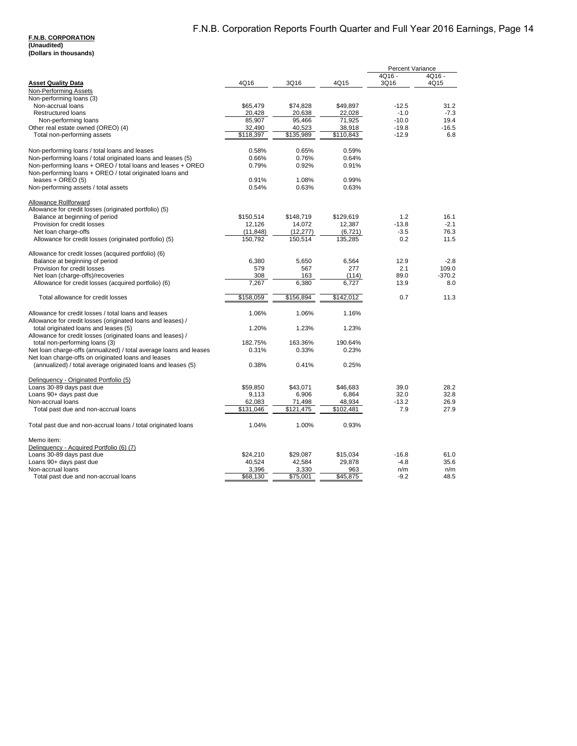**F.N.B. CORPORATION**
**(Unaudited)**
**(Dollars in thousands)**

| **Asset Quality Data** | 4Q16 | 3Q16 | 4Q15 | Percent Variance 4Q16 - 3Q16 | 4Q16 - 4Q15 |
|---|---|---|---|---|---|
| Non-Performing Assets | | | | | |
| Non-performing loans (3) | | | | | |
| Non-accrual loans | $65,479 | $74,828 | $49,897 | -12.5 | 31.2 |
| Restructured loans | 20,428 | 20,638 | 22,028 | -1.0 | -7.3 |
| Non-performing loans | 85,907 | 95,466 | 71,925 | -10.0 | 19.4 |
| Other real estate owned (OREO) (4) | 32,490 | 40,523 | 38,918 | -19.8 | -16.5 |
| Total non-performing assets | $118,397 | $135,989 | $110,843 | -12.9 | 6.8 |
| | | | | | |
| Non-performing loans / total loans and leases | 0.58% | 0.65% | 0.59% | | |
| Non-performing loans / total originated loans and leases (5) | 0.66% | 0.76% | 0.64% | | |
| Non-performing loans + OREO / total loans and leases + OREO | 0.79% | 0.92% | 0.91% | | |
| Non-performing loans + OREO / total originated loans and leases + OREO (5) | 0.91% | 1.08% | 0.99% | | |
| Non-performing assets / total assets | 0.54% | 0.63% | 0.63% | | |
| | | | | | |
| Allowance Rollforward | | | | | |
| Allowance for credit losses (originated portfolio) (5) | | | | | |
| Balance at beginning of period | $150,514 | $148,719 | $129,619 | 1.2 | 16.1 |
| Provision for credit losses | 12,126 | 14,072 | 12,387 | -13.8 | -2.1 |
| Net loan charge-offs | (11,848) | (12,277) | (6,721) | -3.5 | 76.3 |
| Allowance for credit losses (originated portfolio) (5) | 150,792 | 150,514 | 135,285 | 0.2 | 11.5 |
| | | | | | |
| Allowance for credit losses (acquired portfolio) (6) | | | | | |
| Balance at beginning of period | 6,380 | 5,650 | 6,564 | 12.9 | -2.8 |
| Provision for credit losses | 579 | 567 | 277 | 2.1 | 109.0 |
| Net loan (charge-offs)/recoveries | 308 | 163 | (114) | 89.0 | -370.2 |
| Allowance for credit losses (acquired portfolio) (6) | 7,267 | 6,380 | 6,727 | 13.9 | 8.0 |
| | | | | | |
| Total allowance for credit losses | $158,059 | $156,894 | $142,012 | 0.7 | 11.3 |
| | | | | | |
| Allowance for credit losses / total loans and leases | 1.06% | 1.06% | 1.16% | | |
| Allowance for credit losses (originated loans and leases) / total originated loans and leases (5) | 1.20% | 1.23% | 1.23% | | |
| Allowance for credit losses (originated loans and leases) / total non-performing loans (3) | 182.75% | 163.36% | 190.64% | | |
| Net loan charge-offs (annualized) / total average loans and leases | 0.31% | 0.33% | 0.23% | | |
| Net loan charge-offs on originated loans and leases (annualized) / total average originated loans and leases (5) | 0.38% | 0.41% | 0.25% | | |
| | | | | | |
| Delinquency - Originated Portfolio (5) | | | | | |
| Loans 30-89 days past due | $59,850 | $43,071 | $46,683 | 39.0 | 28.2 |
| Loans 90+ days past due | 9,113 | 6,906 | 6,864 | 32.0 | 32.8 |
| Non-accrual loans | 62,083 | 71,498 | 48,934 | -13.2 | 26.9 |
| Total past due and non-accrual loans | $131,046 | $121,475 | $102,481 | 7.9 | 27.9 |
| | | | | | |
| Total past due and non-accrual loans / total originated loans | 1.04% | 1.00% | 0.93% | | |
| | | | | | |
| Memo item: | | | | | |
| Delinquency - Acquired Portfolio (6) (7) | | | | | |
| Loans 30-89 days past due | $24,210 | $29,087 | $15,034 | -16.8 | 61.0 |
| Loans 90+ days past due | 40,524 | 42,584 | 29,878 | -4.8 | 35.6 |
| Non-accrual loans | 3,396 | 3,330 | 963 | n/m | n/m |
| Total past due and non-accrual loans | $68,130 | $75,001 | $45,875 | -9.2 | 48.5 |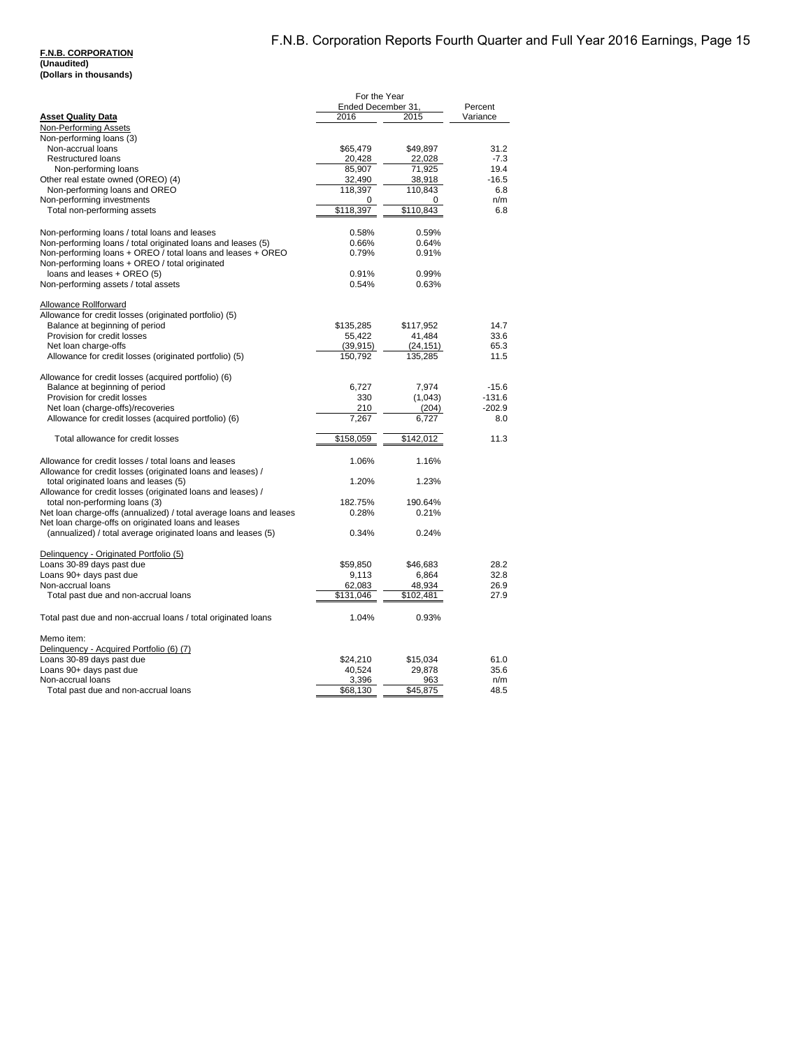**F.N.B. CORPORATION**
**(Unaudited)**
**(Dollars in thousands)**

| **Asset Quality Data** | For the Year Ended December 31, 2016 | 2015 | Percent Variance |
|---|---|---|---|
| Non-Performing Assets | | | |
| Non-performing loans (3) | | | |
| Non-accrual loans | $65,479 | $49,897 | 31.2 |
| Restructured loans | 20,428 | 22,028 | -7.3 |
| Non-performing loans | 85,907 | 71,925 | 19.4 |
| Other real estate owned (OREO) (4) | 32,490 | 38,918 | -16.5 |
| Non-performing loans and OREO | 118,397 | 110,843 | 6.8 |
| Non-performing investments | 0 | 0 | n/m |
| Total non-performing assets | $118,397 | $110,843 | 6.8 |
| | | | |
| Non-performing loans / total loans and leases | 0.58% | 0.59% | |
| Non-performing loans / total originated loans and leases (5) | 0.66% | 0.64% | |
| Non-performing loans + OREO / total loans and leases + OREO | 0.79% | 0.91% | |
| Non-performing loans + OREO / total originated loans and leases + OREO (5) | 0.91% | 0.99% | |
| Non-performing assets / total assets | 0.54% | 0.63% | |
| | | | |
| Allowance Rollforward | | | |
| Allowance for credit losses (originated portfolio) (5) | | | |
| Balance at beginning of period | $135,285 | $117,952 | 14.7 |
| Provision for credit losses | 55,422 | 41,484 | 33.6 |
| Net loan charge-offs | (39,915) | (24,151) | 65.3 |
| Allowance for credit losses (originated portfolio) (5) | 150,792 | 135,285 | 11.5 |
| | | | |
| Allowance for credit losses (acquired portfolio) (6) | | | |
| Balance at beginning of period | 6,727 | 7,974 | -15.6 |
| Provision for credit losses | 330 | (1,043) | -131.6 |
| Net loan (charge-offs)/recoveries | 210 | (204) | -202.9 |
| Allowance for credit losses (acquired portfolio) (6) | 7,267 | 6,727 | 8.0 |
| | | | |
| Total allowance for credit losses | $158,059 | $142,012 | 11.3 |
| | | | |
| Allowance for credit losses / total loans and leases | 1.06% | 1.16% | |
| Allowance for credit losses (originated loans and leases) / total originated loans and leases (5) | 1.20% | 1.23% | |
| Allowance for credit losses (originated loans and leases) / total non-performing loans (3) | 182.75% | 190.64% | |
| Net loan charge-offs (annualized) / total average loans and leases | 0.28% | 0.21% | |
| Net loan charge-offs on originated loans and leases (annualized) / total average originated loans and leases (5) | 0.34% | 0.24% | |
| | | | |
| Delinquency - Originated Portfolio (5) | | | |
| Loans 30-89 days past due | $59,850 | $46,683 | 28.2 |
| Loans 90+ days past due | 9,113 | 6,864 | 32.8 |
| Non-accrual loans | 62,083 | 48,934 | 26.9 |
| Total past due and non-accrual loans | $131,046 | $102,481 | 27.9 |
| | | | |
| Total past due and non-accrual loans / total originated loans | 1.04% | 0.93% | |
| | | | |
| Memo item: | | | |
| Delinquency - Acquired Portfolio (6) (7) | | | |
| Loans 30-89 days past due | $24,210 | $15,034 | 61.0 |
| Loans 90+ days past due | 40,524 | 29,878 | 35.6 |
| Non-accrual loans | 3,396 | 963 | n/m |
| Total past due and non-accrual loans | $68,130 | $45,875 | 48.5 |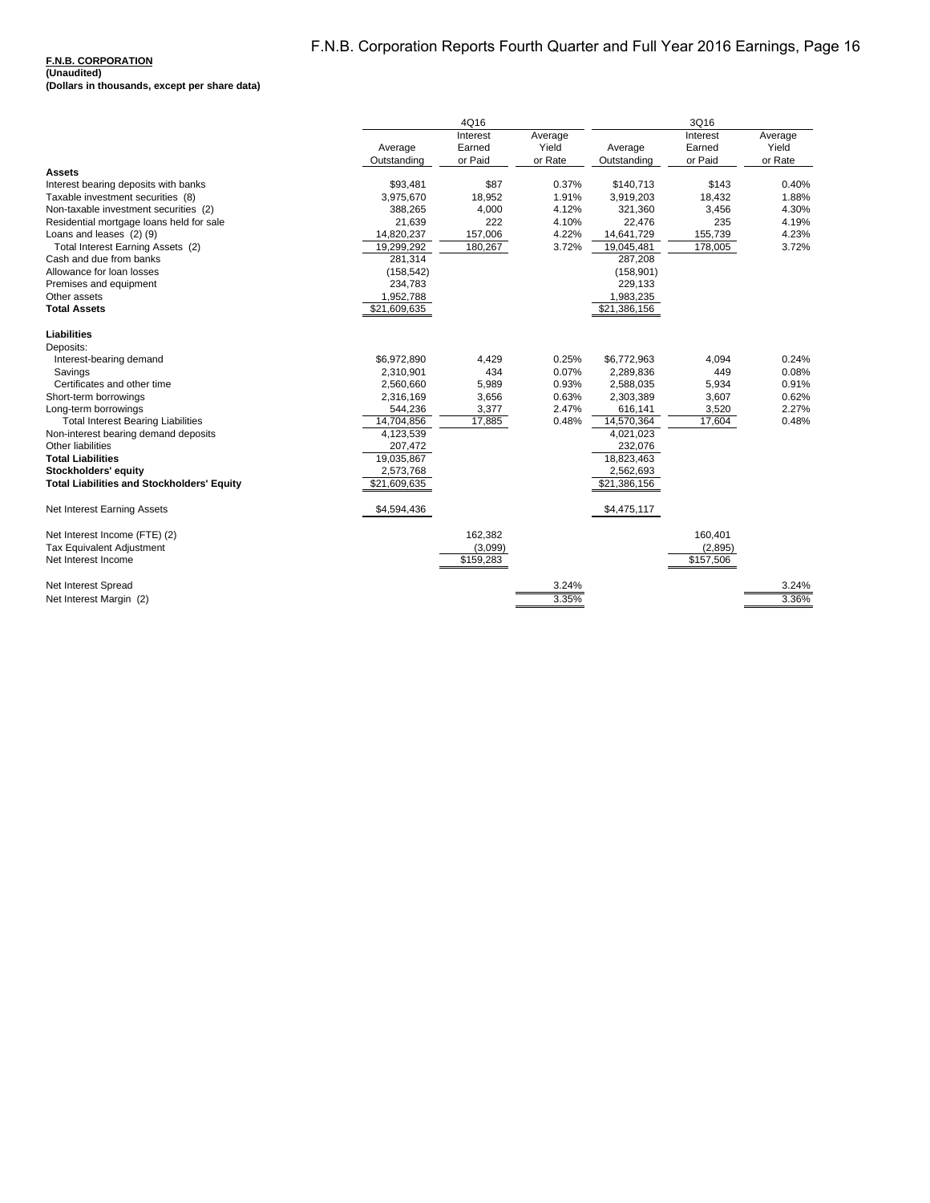**F.N.B. CORPORATION**
**(Unaudited)**
**(Dollars in thousands, except per share data)**

| | 4Q16 | | | 3Q16 | | |
|---|---|---|---|---|---|---|
| | Average Outstanding | Interest Earned or Paid | Average Yield or Rate | Average Outstanding | Interest Earned or Paid | Average Yield or Rate |
| **Assets** | | | | | | |
| Interest bearing deposits with banks | $93,481 | $87 | 0.37% | $140,713 | $143 | 0.40% |
| Taxable investment securities (8) | 3,975,670 | 18,952 | 1.91% | 3,919,203 | 18,432 | 1.88% |
| Non-taxable investment securities (2) | 388,265 | 4,000 | 4.12% | 321,360 | 3,456 | 4.30% |
| Residential mortgage loans held for sale | 21,639 | 222 | 4.10% | 22,476 | 235 | 4.19% |
| Loans and leases (2) (9) | 14,820,237 | 157,006 | 4.22% | 14,641,729 | 155,739 | 4.23% |
| Total Interest Earning Assets (2) | 19,299,292 | 180,267 | 3.72% | 19,045,481 | 178,005 | 3.72% |
| Cash and due from banks | 281,314 | | | 287,208 | | |
| Allowance for loan losses | (158,542) | | | (158,901) | | |
| Premises and equipment | 234,783 | | | 229,133 | | |
| Other assets | 1,952,788 | | | 1,983,235 | | |
| **Total Assets** | $21,609,635 | | | $21,386,156 | | |
| **Liabilities** | | | | | | |
| Deposits: | | | | | | |
| Interest-bearing demand | $6,972,890 | 4,429 | 0.25% | $6,772,963 | 4,094 | 0.24% |
| Savings | 2,310,901 | 434 | 0.07% | 2,289,836 | 449 | 0.08% |
| Certificates and other time | 2,560,660 | 5,989 | 0.93% | 2,588,035 | 5,934 | 0.91% |
| Short-term borrowings | 2,316,169 | 3,656 | 0.63% | 2,303,389 | 3,607 | 0.62% |
| Long-term borrowings | 544,236 | 3,377 | 2.47% | 616,141 | 3,520 | 2.27% |
| Total Interest Bearing Liabilities | 14,704,856 | 17,885 | 0.48% | 14,570,364 | 17,604 | 0.48% |
| Non-interest bearing demand deposits | 4,123,539 | | | 4,021,023 | | |
| Other liabilities | 207,472 | | | 232,076 | | |
| **Total Liabilities** | 19,035,867 | | | 18,823,463 | | |
| **Stockholders' equity** | 2,573,768 | | | 2,562,693 | | |
| **Total Liabilities and Stockholders' Equity** | $21,609,635 | | | $21,386,156 | | |
| Net Interest Earning Assets | $4,594,436 | | | $4,475,117 | | |
| Net Interest Income (FTE) (2) | | 162,382 | | | 160,401 | |
| Tax Equivalent Adjustment | | (3,099) | | | (2,895) | |
| Net Interest Income | | $159,283 | | | $157,506 | |
| Net Interest Spread | | | 3.24% | | | 3.24% |
| Net Interest Margin (2) | | | 3.35% | | | 3.36% |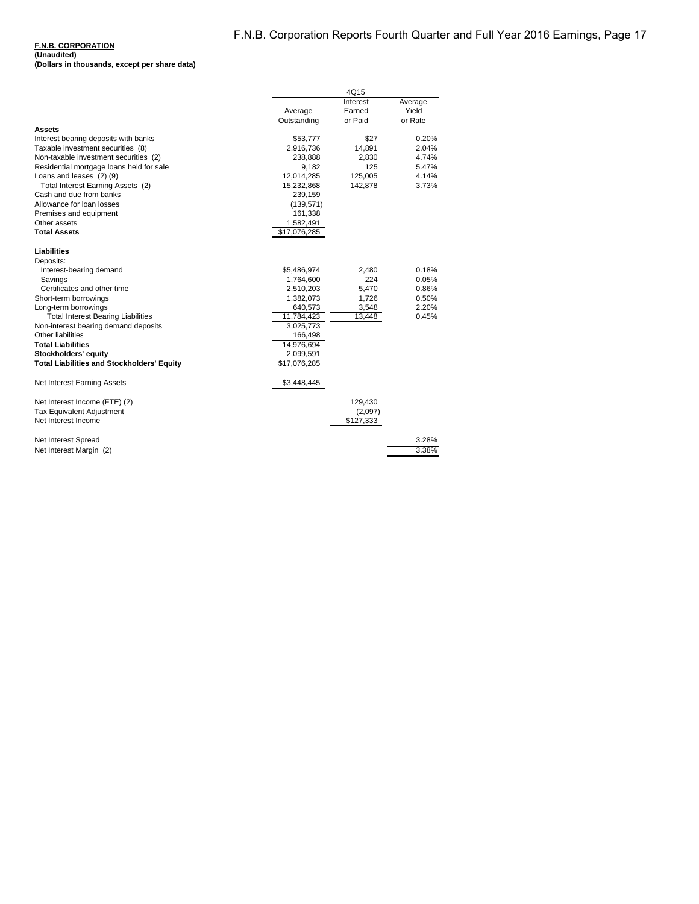**F.N.B. CORPORATION**
**(Unaudited)**
**(Dollars in thousands, except per share data)**

| | 4Q15 | | |
|---|---|---|---|
| | Average Outstanding | Interest Earned or Paid | Average Yield or Rate |
| **Assets** | | | |
| Interest bearing deposits with banks | $53,777 | $27 | 0.20% |
| Taxable investment securities (8) | 2,916,736 | 14,891 | 2.04% |
| Non-taxable investment securities (2) | 238,888 | 2,830 | 4.74% |
| Residential mortgage loans held for sale | 9,182 | 125 | 5.47% |
| Loans and leases (2) (9) | 12,014,285 | 125,005 | 4.14% |
| Total Interest Earning Assets (2) | 15,232,868 | 142,878 | 3.73% |
| Cash and due from banks | 239,159 | | |
| Allowance for loan losses | (139,571) | | |
| Premises and equipment | 161,338 | | |
| Other assets | 1,582,491 | | |
| **Total Assets** | $17,076,285 | | |
| **Liabilities** | | | |
| Deposits: | | | |
| Interest-bearing demand | $5,486,974 | 2,480 | 0.18% |
| Savings | 1,764,600 | 224 | 0.05% |
| Certificates and other time | 2,510,203 | 5,470 | 0.86% |
| Short-term borrowings | 1,382,073 | 1,726 | 0.50% |
| Long-term borrowings | 640,573 | 3,548 | 2.20% |
| Total Interest Bearing Liabilities | 11,784,423 | 13,448 | 0.45% |
| Non-interest bearing demand deposits | 3,025,773 | | |
| Other liabilities | 166,498 | | |
| **Total Liabilities** | 14,976,694 | | |
| **Stockholders' equity** | 2,099,591 | | |
| **Total Liabilities and Stockholders' Equity** | $17,076,285 | | |
| Net Interest Earning Assets | $3,448,445 | | |
| Net Interest Income (FTE) (2) | | 129,430 | |
| Tax Equivalent Adjustment | | (2,097) | |
| Net Interest Income | | $127,333 | |
| Net Interest Spread | | | 3.28% |
| Net Interest Margin (2) | | | 3.38% |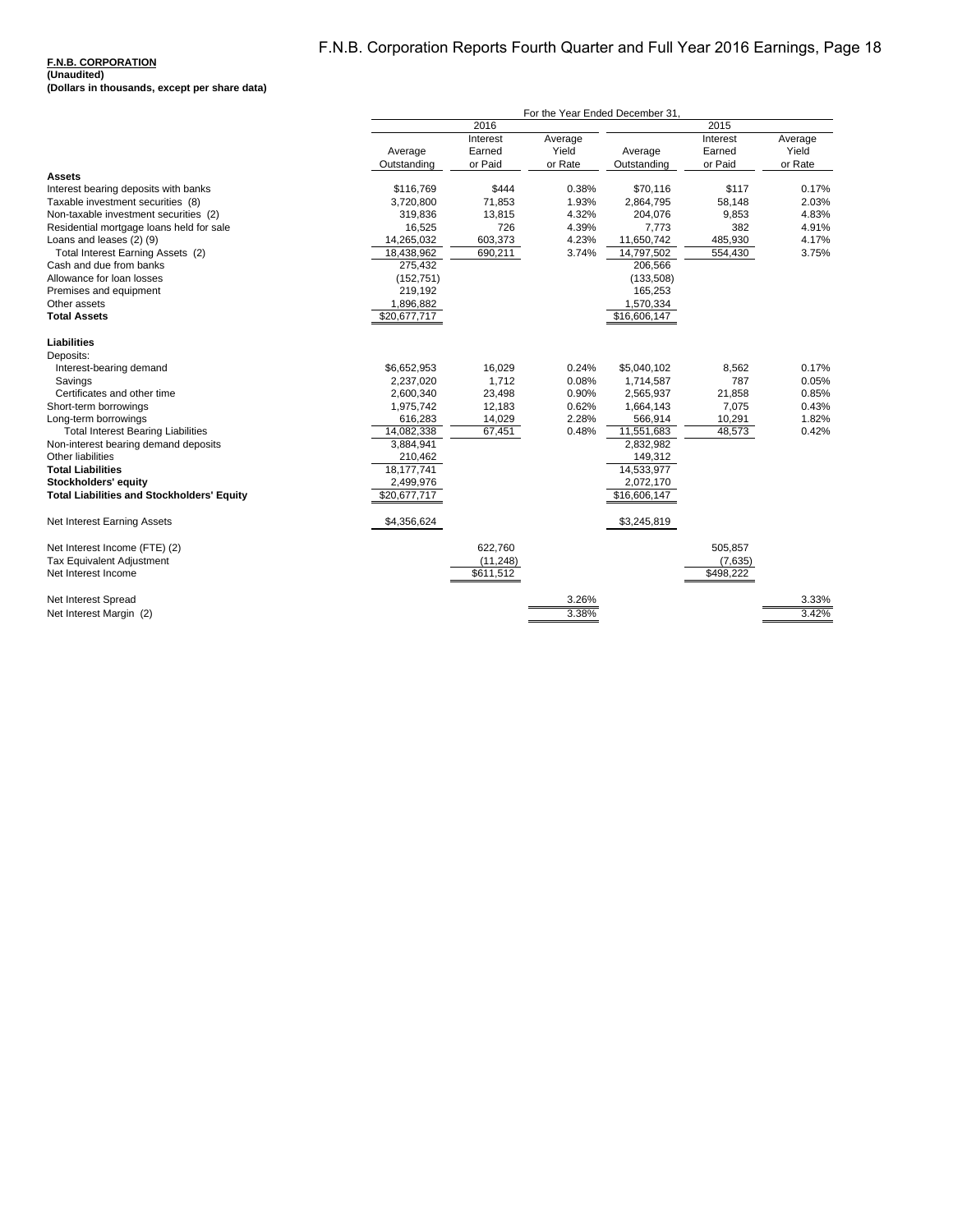**F.N.B. CORPORATION**
**(Unaudited)**
**(Dollars in thousands, except per share data)**

| | For the Year Ended December 31, | | | | | |
|---|---|---|---|---|---|---|
| | 2016 | | | 2015 | | |
| | Average Outstanding | Interest Earned or Paid | Average Yield or Rate | Average Outstanding | Interest Earned or Paid | Average Yield or Rate |
| **Assets** | | | | | | |
| Interest bearing deposits with banks | $116,769 | $444 | 0.38% | $70,116 | $117 | 0.17% |
| Taxable investment securities (8) | 3,720,800 | 71,853 | 1.93% | 2,864,795 | 58,148 | 2.03% |
| Non-taxable investment securities (2) | 319,836 | 13,815 | 4.32% | 204,076 | 9,853 | 4.83% |
| Residential mortgage loans held for sale | 16,525 | 726 | 4.39% | 7,773 | 382 | 4.91% |
| Loans and leases (2) (9) | 14,265,032 | 603,373 | 4.23% | 11,650,742 | 485,930 | 4.17% |
| Total Interest Earning Assets (2) | 18,438,962 | 690,211 | 3.74% | 14,797,502 | 554,430 | 3.75% |
| Cash and due from banks | 275,432 | | | 206,566 | | |
| Allowance for loan losses | (152,751) | | | (133,508) | | |
| Premises and equipment | 219,192 | | | 165,253 | | |
| Other assets | 1,896,882 | | | 1,570,334 | | |
| **Total Assets** | $20,677,717 | | | $16,606,147 | | |
| | | | | | | |
| **Liabilities** | | | | | | |
| Deposits: | | | | | | |
| Interest-bearing demand | $6,652,953 | 16,029 | 0.24% | $5,040,102 | 8,562 | 0.17% |
| Savings | 2,237,020 | 1,712 | 0.08% | 1,714,587 | 787 | 0.05% |
| Certificates and other time | 2,600,340 | 23,498 | 0.90% | 2,565,937 | 21,858 | 0.85% |
| Short-term borrowings | 1,975,742 | 12,183 | 0.62% | 1,664,143 | 7,075 | 0.43% |
| Long-term borrowings | 616,283 | 14,029 | 2.28% | 566,914 | 10,291 | 1.82% |
| Total Interest Bearing Liabilities | 14,082,338 | 67,451 | 0.48% | 11,551,683 | 48,573 | 0.42% |
| Non-interest bearing demand deposits | 3,884,941 | | | 2,832,982 | | |
| Other liabilities | 210,462 | | | 149,312 | | |
| **Total Liabilities** | 18,177,741 | | | 14,533,977 | | |
| **Stockholders' equity** | 2,499,976 | | | 2,072,170 | | |
| **Total Liabilities and Stockholders' Equity** | $20,677,717 | | | $16,606,147 | | |
| | | | | | | |
| Net Interest Earning Assets | $4,356,624 | | | $3,245,819 | | |
| | | | | | | |
| Net Interest Income (FTE) (2) | | 622,760 | | | 505,857 | |
| Tax Equivalent Adjustment | | (11,248) | | | (7,635) | |
| Net Interest Income | | $611,512 | | | $498,222 | |
| | | | | | | |
| Net Interest Spread | | | 3.26% | | | 3.33% |
| Net Interest Margin (2) | | | 3.38% | | | 3.42% |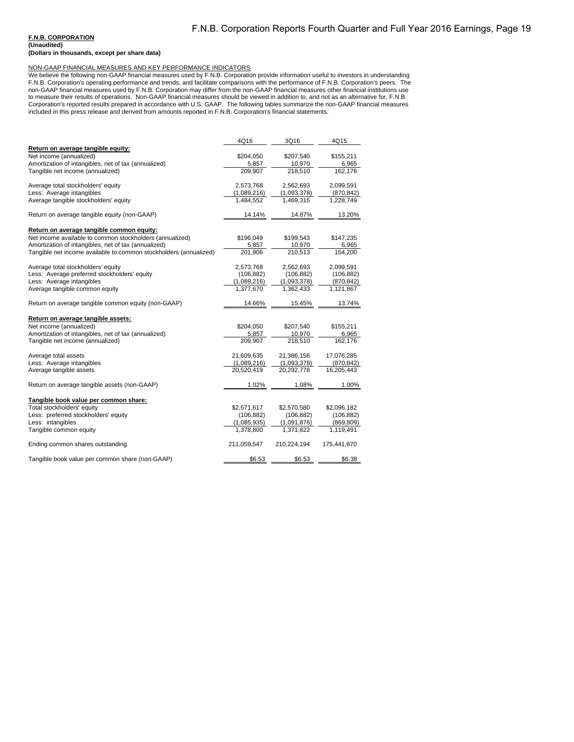**F.N.B. CORPORATION**
**(Unaudited)**
**(Dollars in thousands, except per share data)**

NON-GAAP FINANCIAL MEASURES AND KEY PERFORMANCE INDICATORS

We believe the following non-GAAP financial measures used by F.N.B. Corporation provide information useful to investors in understanding F.N.B. Corporation's operating performance and trends, and facilitate comparisons with the performance of F.N.B. Corporation's peers. The non-GAAP financial measures used by F.N.B. Corporation may differ from the non-GAAP financial measures other financial institutions use to measure their results of operations. Non-GAAP financial measures should be viewed in addition to, and not as an alternative for, F.N.B. Corporation's reported results prepared in accordance with U.S. GAAP. The following tables summarize the non-GAAP financial measures included in this press release and derived from amounts reported in F.N.B. Corporation's financial statements.

| | 4Q16 | 3Q16 | 4Q15 |
|---|---|---|---|
| **Return on average tangible equity:** | | | |
| Net income (annualized) | $204,050 | $207,540 | $155,211 |
| Amortization of intangibles, net of tax (annualized) | 5,857 | 10,970 | 6,965 |
| Tangible net income (annualized) | 209,907 | 218,510 | 162,176 |
| | | | |
| Average total stockholders' equity | 2,573,768 | 2,562,693 | 2,099,591 |
| Less: Average intangibles | (1,089,216) | (1,093,378) | (870,842) |
| Average tangible stockholders' equity | 1,484,552 | 1,469,315 | 1,228,749 |
| | | | |
| Return on average tangible equity (non-GAAP) | 14.14% | 14.87% | 13.20% |
| | | | |
| **Return on average tangible common equity:** | | | |
| Net income available to common stockholders (annualized) | $196,049 | $199,543 | $147,235 |
| Amortization of intangibles, net of tax (annualized) | 5,857 | 10,970 | 6,965 |
| Tangible net income available to common stockholders (annualized) | 201,906 | 210,513 | 154,200 |
| | | | |
| Average total stockholders' equity | 2,573,768 | 2,562,693 | 2,099,591 |
| Less: Average preferred stockholders' equity | (106,882) | (106,882) | (106,882) |
| Less: Average intangibles | (1,089,216) | (1,093,378) | (870,842) |
| Average tangible common equity | 1,377,670 | 1,362,433 | 1,121,867 |
| | | | |
| Return on average tangible common equity (non-GAAP) | 14.66% | 15.45% | 13.74% |
| | | | |
| **Return on average tangible assets:** | | | |
| Net income (annualized) | $204,050 | $207,540 | $155,211 |
| Amortization of intangibles, net of tax (annualized) | 5,857 | 10,970 | 6,965 |
| Tangible net income (annualized) | 209,907 | 218,510 | 162,176 |
| | | | |
| Average total assets | 21,609,635 | 21,386,156 | 17,076,285 |
| Less: Average intangibles | (1,089,216) | (1,093,378) | (870,842) |
| Average tangible assets | 20,520,419 | 20,292,778 | 16,205,443 |
| | | | |
| Return on average tangible assets (non-GAAP) | 1.02% | 1.08% | 1.00% |
| | | | |
| **Tangible book value per common share:** | | | |
| Total stockholders' equity | $2,571,617 | $2,570,580 | $2,096,182 |
| Less: preferred stockholders' equity | (106,882) | (106,882) | (106,882) |
| Less: intangibles | (1,085,935) | (1,091,876) | (869,809) |
| Tangible common equity | 1,378,800 | 1,371,822 | 1,119,491 |
| | | | |
| Ending common shares outstanding | 211,059,547 | 210,224,194 | 175,441,670 |
| | | | |
| Tangible book value per common share (non-GAAP) | $6.53 | $6.53 | $6.38 |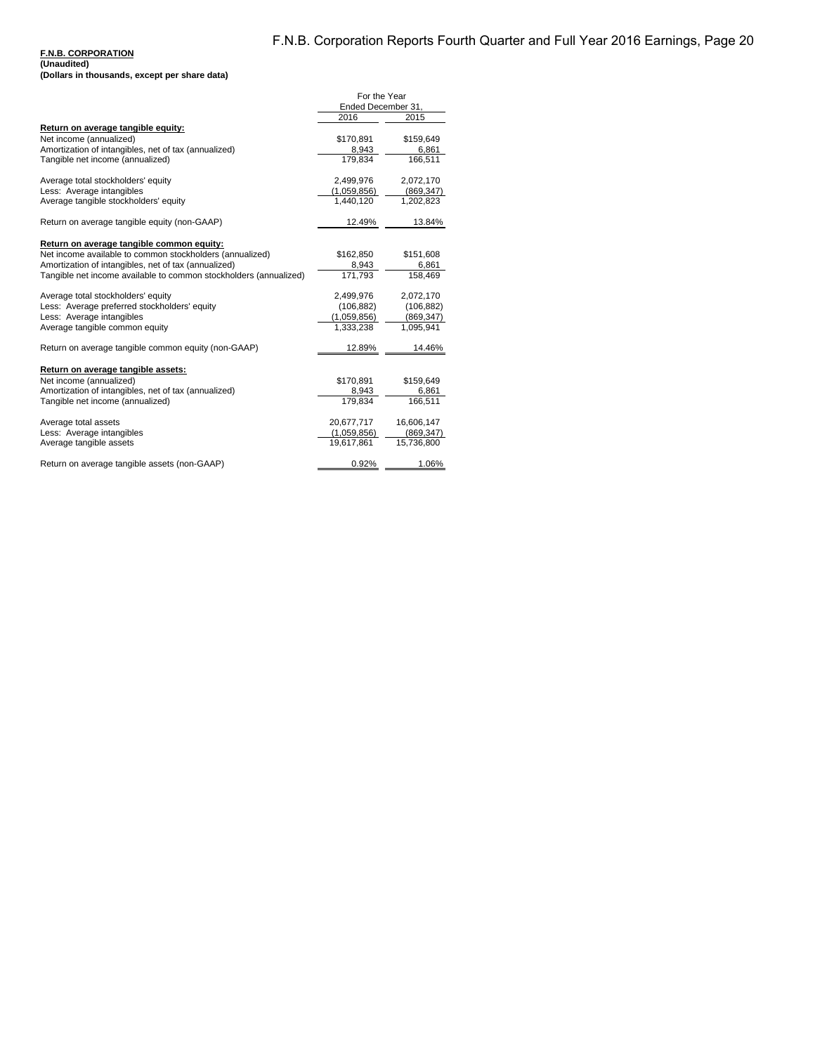**F.N.B. CORPORATION**
**(Unaudited)**
**(Dollars in thousands, except per share data)**

| | For the Year Ended December 31, | |
|---|---|---|
| | 2016 | 2015 |
| **Return on average tangible equity:** | | |
| Net income (annualized) | $170,891 | $159,649 |
| Amortization of intangibles, net of tax (annualized) | 8,943 | 6,861 |
| Tangible net income (annualized) | 179,834 | 166,511 |
| | | |
| Average total stockholders' equity | 2,499,976 | 2,072,170 |
| Less: Average intangibles | (1,059,856) | (869,347) |
| Average tangible stockholders' equity | 1,440,120 | 1,202,823 |
| | | |
| Return on average tangible equity (non-GAAP) | 12.49% | 13.84% |
| | | |
| **Return on average tangible common equity:** | | |
| Net income available to common stockholders (annualized) | $162,850 | $151,608 |
| Amortization of intangibles, net of tax (annualized) | 8,943 | 6,861 |
| Tangible net income available to common stockholders (annualized) | 171,793 | 158,469 |
| | | |
| Average total stockholders' equity | 2,499,976 | 2,072,170 |
| Less: Average preferred stockholders' equity | (106,882) | (106,882) |
| Less: Average intangibles | (1,059,856) | (869,347) |
| Average tangible common equity | 1,333,238 | 1,095,941 |
| | | |
| Return on average tangible common equity (non-GAAP) | 12.89% | 14.46% |
| | | |
| **Return on average tangible assets:** | | |
| Net income (annualized) | $170,891 | $159,649 |
| Amortization of intangibles, net of tax (annualized) | 8,943 | 6,861 |
| Tangible net income (annualized) | 179,834 | 166,511 |
| | | |
| Average total assets | 20,677,717 | 16,606,147 |
| Less: Average intangibles | (1,059,856) | (869,347) |
| Average tangible assets | 19,617,861 | 15,736,800 |
| | | |
| Return on average tangible assets (non-GAAP) | 0.92% | 1.06% |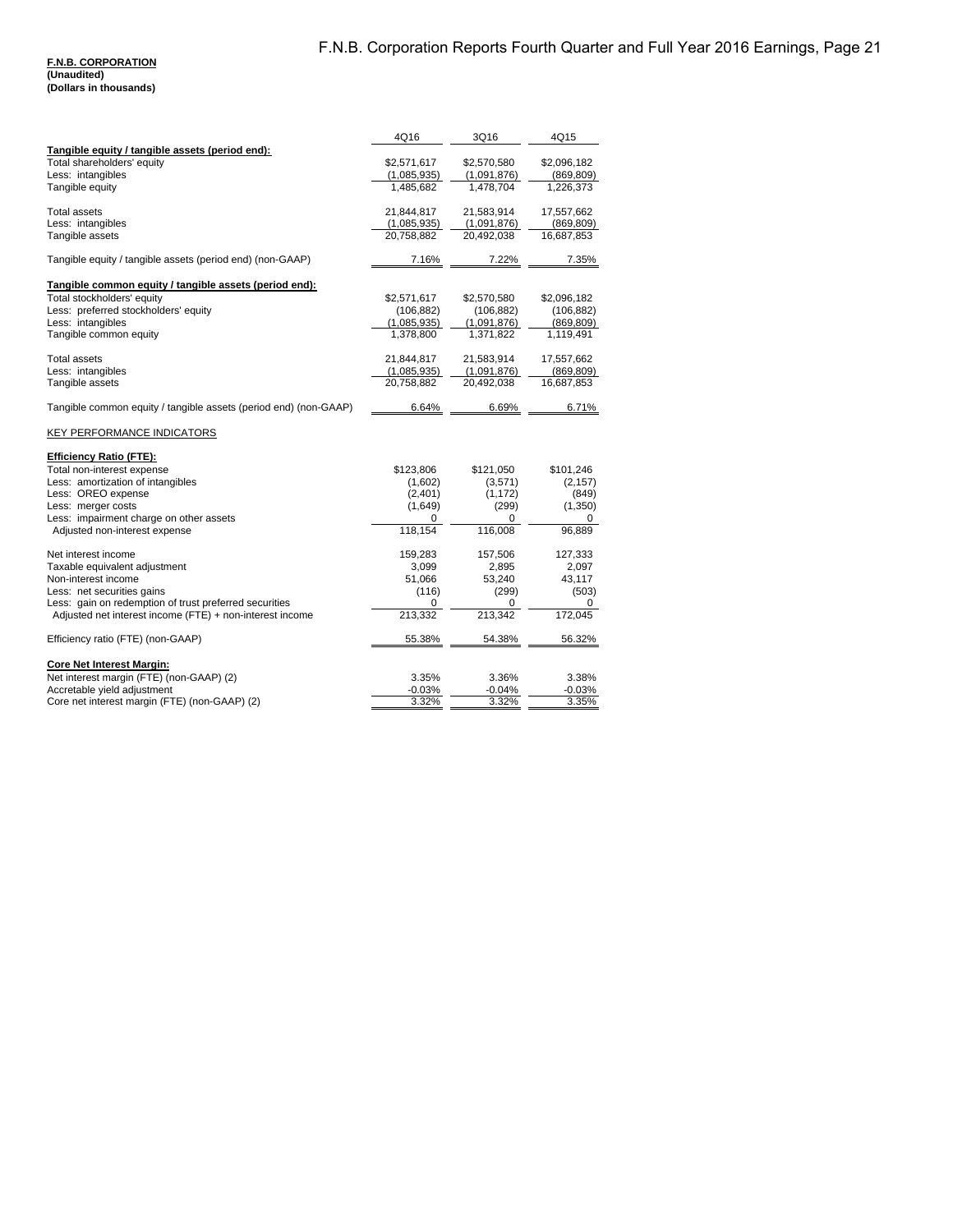**F.N.B. CORPORATION**
**(Unaudited)**
**(Dollars in thousands)**

| | 4Q16 | 3Q16 | 4Q15 |
|---|---|---|---|
| **Tangible equity / tangible assets (period end):** | | | |
| Total shareholders' equity | $2,571,617 | $2,570,580 | $2,096,182 |
| Less: intangibles | (1,085,935) | (1,091,876) | (869,809) |
| Tangible equity | 1,485,682 | 1,478,704 | 1,226,373 |
| | | | |
| Total assets | 21,844,817 | 21,583,914 | 17,557,662 |
| Less: intangibles | (1,085,935) | (1,091,876) | (869,809) |
| Tangible assets | 20,758,882 | 20,492,038 | 16,687,853 |
| | | | |
| Tangible equity / tangible assets (period end) (non-GAAP) | 7.16% | 7.22% | 7.35% |
| | | | |
| **Tangible common equity / tangible assets (period end):** | | | |
| Total stockholders' equity | $2,571,617 | $2,570,580 | $2,096,182 |
| Less: preferred stockholders' equity | (106,882) | (106,882) | (106,882) |
| Less: intangibles | (1,085,935) | (1,091,876) | (869,809) |
| Tangible common equity | 1,378,800 | 1,371,822 | 1,119,491 |
| | | | |
| Total assets | 21,844,817 | 21,583,914 | 17,557,662 |
| Less: intangibles | (1,085,935) | (1,091,876) | (869,809) |
| Tangible assets | 20,758,882 | 20,492,038 | 16,687,853 |
| | | | |
| Tangible common equity / tangible assets (period end) (non-GAAP) | 6.64% | 6.69% | 6.71% |
| | | | |
| KEY PERFORMANCE INDICATORS | | | |
| | | | |
| **Efficiency Ratio (FTE):** | | | |
| Total non-interest expense | $123,806 | $121,050 | $101,246 |
| Less: amortization of intangibles | (1,602) | (3,571) | (2,157) |
| Less: OREO expense | (2,401) | (1,172) | (849) |
| Less: merger costs | (1,649) | (299) | (1,350) |
| Less: impairment charge on other assets | 0 | 0 | 0 |
| Adjusted non-interest expense | 118,154 | 116,008 | 96,889 |
| | | | |
| Net interest income | 159,283 | 157,506 | 127,333 |
| Taxable equivalent adjustment | 3,099 | 2,895 | 2,097 |
| Non-interest income | 51,066 | 53,240 | 43,117 |
| Less: net securities gains | (116) | (299) | (503) |
| Less: gain on redemption of trust preferred securities | 0 | 0 | 0 |
| Adjusted net interest income (FTE) + non-interest income | 213,332 | 213,342 | 172,045 |
| | | | |
| Efficiency ratio (FTE) (non-GAAP) | 55.38% | 54.38% | 56.32% |
| | | | |
| **Core Net Interest Margin:** | | | |
| Net interest margin (FTE) (non-GAAP) (2) | 3.35% | 3.36% | 3.38% |
| Accretable yield adjustment | -0.03% | -0.04% | -0.03% |
| Core net interest margin (FTE) (non-GAAP) (2) | 3.32% | 3.32% | 3.35% |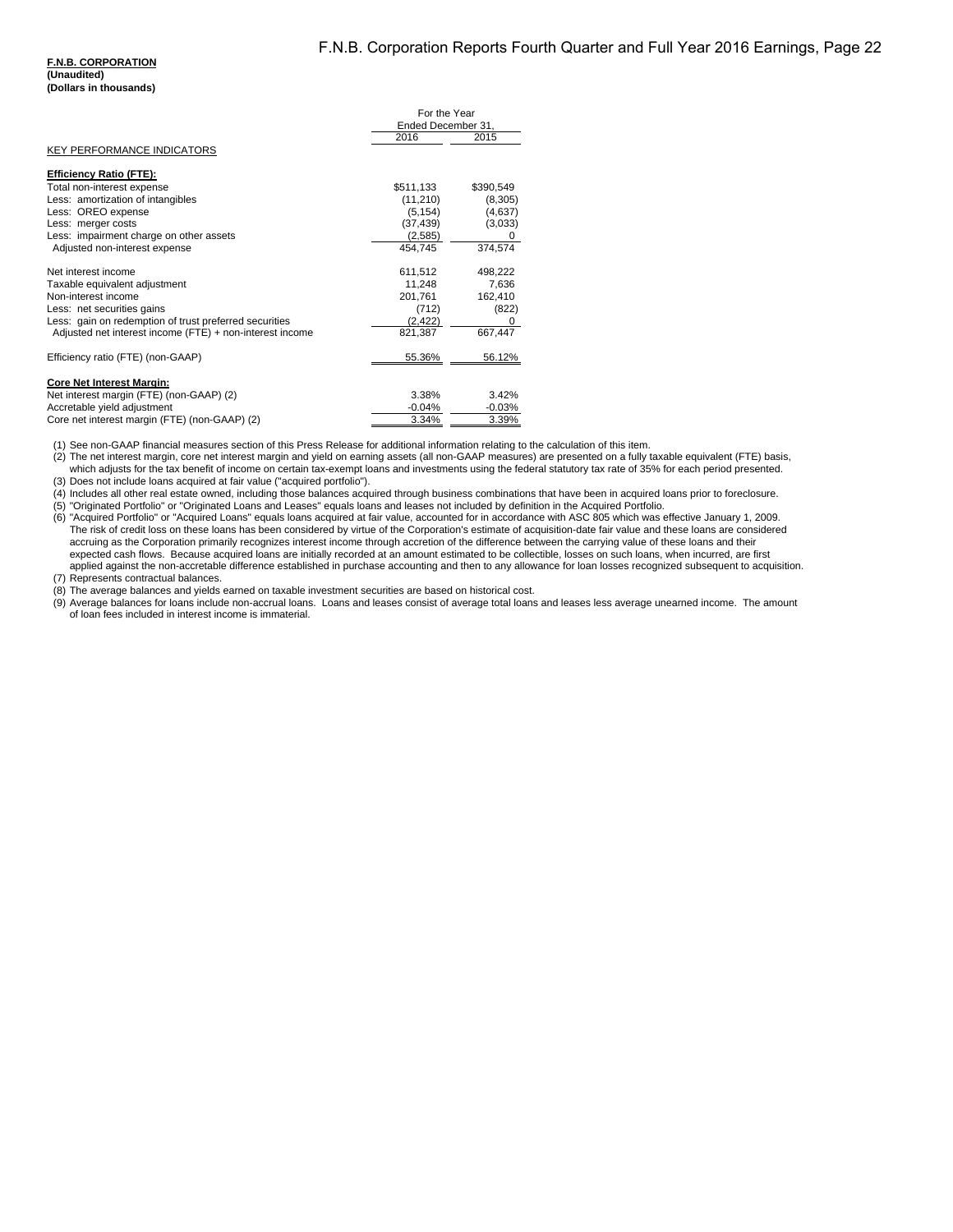**F.N.B. CORPORATION**
**(Unaudited)**
**(Dollars in thousands)**

| | For the Year Ended December 31, | |
|---|---|---|
| | 2016 | 2015 |
| KEY PERFORMANCE INDICATORS | | |
| **Efficiency Ratio (FTE):** | | |
| Total non-interest expense | $511,133 | $390,549 |
| Less: amortization of intangibles | (11,210) | (8,305) |
| Less: OREO expense | (5,154) | (4,637) |
| Less: merger costs | (37,439) | (3,033) |
| Less: impairment charge on other assets | (2,585) | 0 |
| Adjusted non-interest expense | 454,745 | 374,574 |
| Net interest income | 611,512 | 498,222 |
| Taxable equivalent adjustment | 11,248 | 7,636 |
| Non-interest income | 201,761 | 162,410 |
| Less: net securities gains | (712) | (822) |
| Less: gain on redemption of trust preferred securities | (2,422) | 0 |
| Adjusted net interest income (FTE) + non-interest income | 821,387 | 667,447 |
| Efficiency ratio (FTE) (non-GAAP) | 55.36% | 56.12% |
| **Core Net Interest Margin:** | | |
| Net interest margin (FTE) (non-GAAP) (2) | 3.38% | 3.42% |
| Accretable yield adjustment | -0.04% | -0.03% |
| Core net interest margin (FTE) (non-GAAP) (2) | 3.34% | 3.39% |

(1) See non-GAAP financial measures section of this Press Release for additional information relating to the calculation of this item.
(2) The net interest margin, core net interest margin and yield on earning assets (all non-GAAP measures) are presented on a fully taxable equivalent (FTE) basis, which adjusts for the tax benefit of income on certain tax-exempt loans and investments using the federal statutory tax rate of 35% for each period presented.
(3) Does not include loans acquired at fair value ("acquired portfolio").
(4) Includes all other real estate owned, including those balances acquired through business combinations that have been in acquired loans prior to foreclosure.
(5) "Originated Portfolio" or "Originated Loans and Leases" equals loans and leases not included by definition in the Acquired Portfolio.
(6) "Acquired Portfolio" or "Acquired Loans" equals loans acquired at fair value, accounted for in accordance with ASC 805 which was effective January 1, 2009. The risk of credit loss on these loans has been considered by virtue of the Corporation's estimate of acquisition-date fair value and these loans are considered accruing as the Corporation primarily recognizes interest income through accretion of the difference between the carrying value of these loans and their expected cash flows. Because acquired loans are initially recorded at an amount estimated to be collectible, losses on such loans, when incurred, are first applied against the non-accretable difference established in purchase accounting and then to any allowance for loan losses recognized subsequent to acquisition.
(7) Represents contractual balances.
(8) The average balances and yields earned on taxable investment securities are based on historical cost.
(9) Average balances for loans include non-accrual loans. Loans and leases consist of average total loans and leases less average unearned income. The amount of loan fees included in interest income is immaterial.